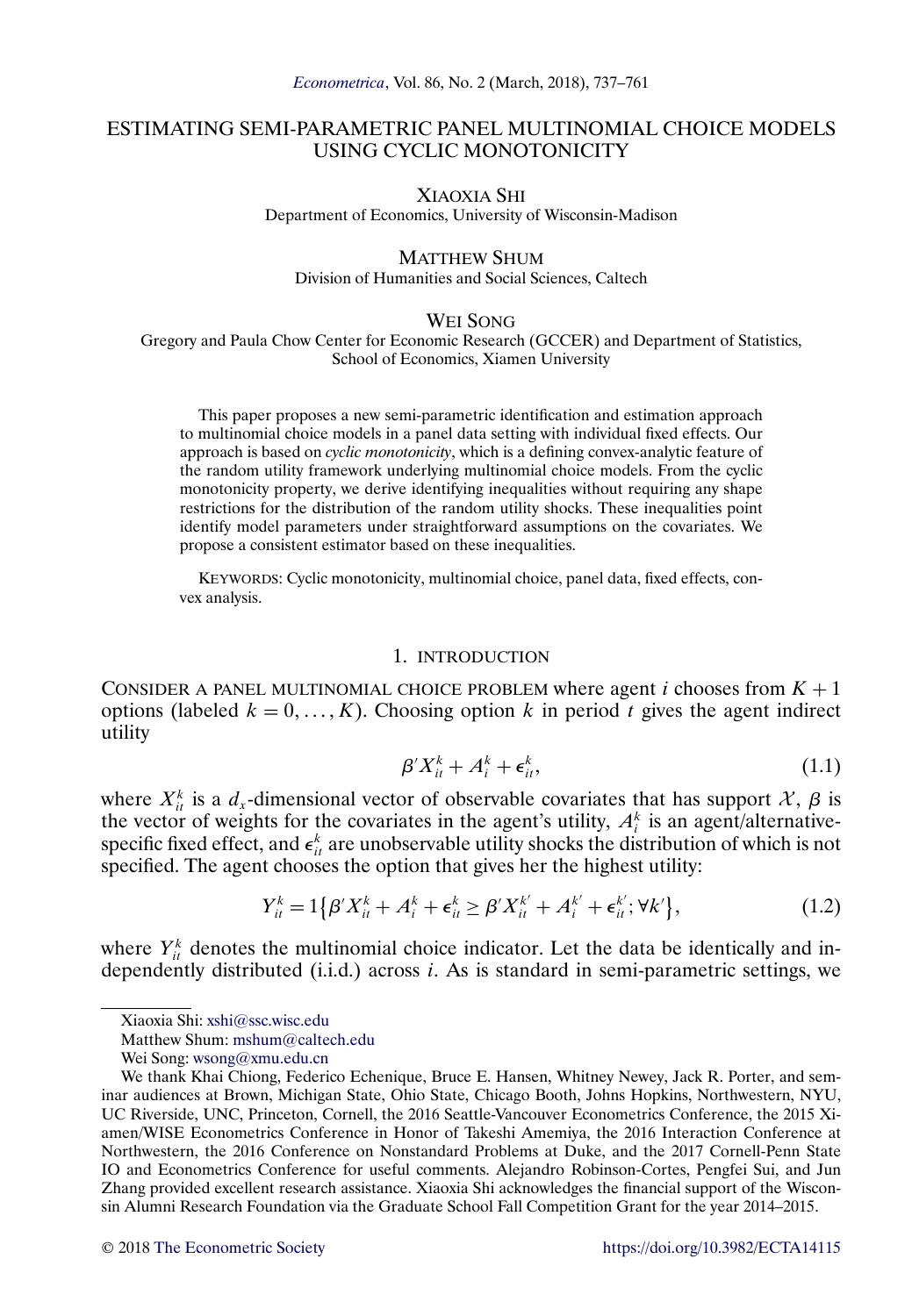# ESTIMATING SEMI-PARAMETRIC PANEL MULTINOMIAL CHOICE MODELS USING CYCLIC MONOTONICITY

XIAOXIA SHI
Department of Economics, University of Wisconsin-Madison

MATTHEW SHUM
Division of Humanities and Social Sciences, Caltech

WEI SONG
Gregory and Paula Chow Center for Economic Research (GCCER) and Department of Statistics, School of Economics, Xiamen University

This paper proposes a new semi-parametric identification and estimation approach to multinomial choice models in a panel data setting with individual fixed effects. Our approach is based on *cyclic monotonicity*, which is a defining convex-analytic feature of the random utility framework underlying multinomial choice models. From the cyclic monotonicity property, we derive identifying inequalities without requiring any shape restrictions for the distribution of the random utility shocks. These inequalities point identify model parameters under straightforward assumptions on the covariates. We propose a consistent estimator based on these inequalities.

KEYWORDS: Cyclic monotonicity, multinomial choice, panel data, fixed effects, convex analysis.

## 1. INTRODUCTION

CONSIDER A PANEL MULTINOMIAL CHOICE PROBLEM where agent $i$ chooses from $K+1$ options (labeled $k = 0, \dots, K$). Choosing option $k$ in period $t$ gives the agent indirect utility

$$\beta' X_{it}^k + A_i^k + \epsilon_{it}^k, \tag{1.1}$$

where $X_{it}^k$ is a $d_x$-dimensional vector of observable covariates that has support $\mathcal{X}$, $\beta$ is the vector of weights for the covariates in the agent's utility, $A_i^k$ is an agent/alternative-specific fixed effect, and $\epsilon_{it}^k$ are unobservable utility shocks the distribution of which is not specified. The agent chooses the option that gives her the highest utility:

$$Y_{it}^k = 1\{\beta' X_{it}^k + A_i^k + \epsilon_{it}^k \geq \beta' X_{it}^{k'} + A_i^{k'} + \epsilon_{it}^{k'}; \forall k'\}, \tag{1.2}$$

where $Y_{it}^k$ denotes the multinomial choice indicator. Let the data be identically and independently distributed (i.i.d.) across $i$. As is standard in semi-parametric settings, we

---

Xiaoxia Shi: xshi@ssc.wisc.edu
Matthew Shum: mshum@caltech.edu
Wei Song: wsong@xmu.edu.cn

We thank Khai Chiong, Federico Echenique, Bruce E. Hansen, Whitney Newey, Jack R. Porter, and seminar audiences at Brown, Michigan State, Ohio State, Chicago Booth, Johns Hopkins, Northwestern, NYU, UC Riverside, UNC, Princeton, Cornell, the 2016 Seattle-Vancouver Econometrics Conference, the 2015 Xiamen/WISE Econometrics Conference in Honor of Takeshi Amemiya, the 2016 Interaction Conference at Northwestern, the 2016 Conference on Nonstandard Problems at Duke, and the 2017 Cornell-Penn State IO and Econometrics Conference for useful comments. Alejandro Robinson-Cortes, Pengfei Sui, and Jun Zhang provided excellent research assistance. Xiaoxia Shi acknowledges the financial support of the Wisconsin Alumni Research Foundation via the Graduate School Fall Competition Grant for the year 2014–2015.

© 2018 The Econometric Society https://doi.org/10.3982/ECTA14115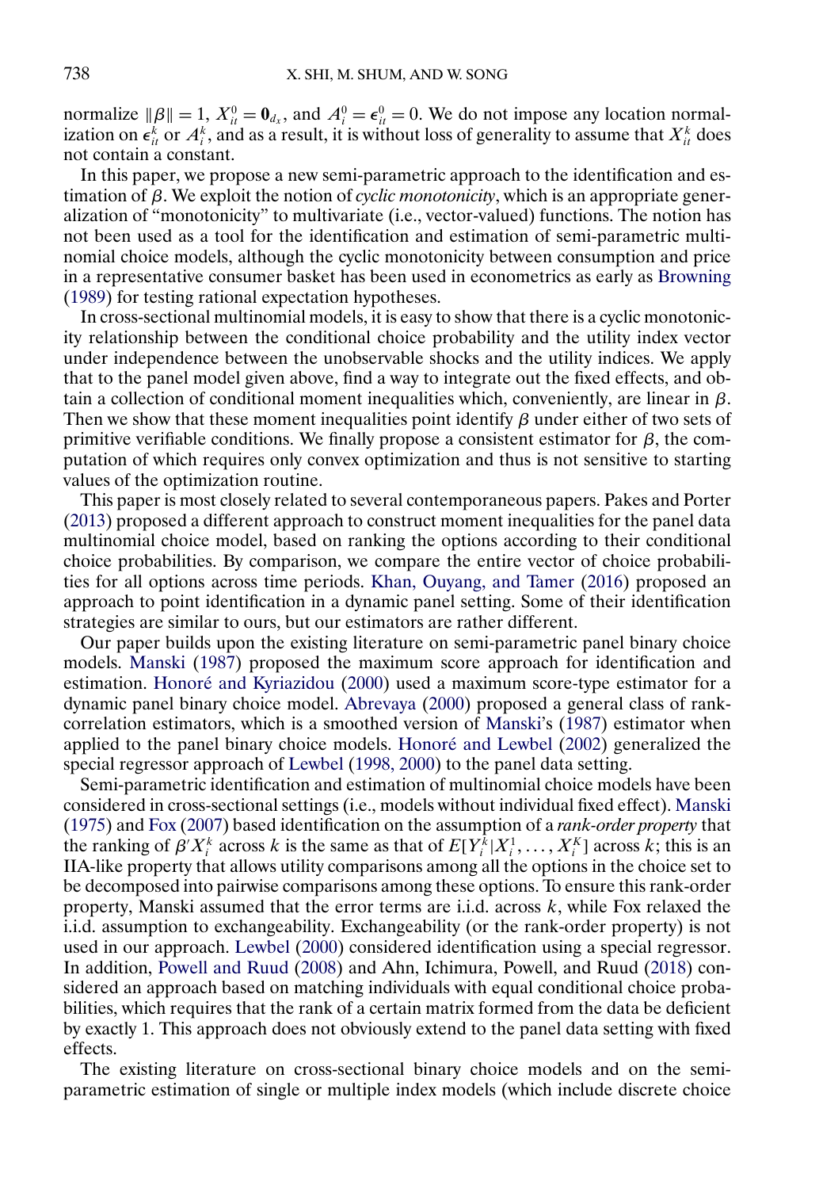normalize $\|\beta\| = 1$, $X_{it}^0 = \mathbf{0}_{d_x}$, and $A_i^0 = \epsilon_{it}^0 = 0$. We do not impose any location normalization on $\epsilon_{it}^k$ or $A_i^k$, and as a result, it is without loss of generality to assume that $X_{it}^k$ does not contain a constant.

In this paper, we propose a new semi-parametric approach to the identification and estimation of $\beta$. We exploit the notion of *cyclic monotonicity*, which is an appropriate generalization of "monotonicity" to multivariate (i.e., vector-valued) functions. The notion has not been used as a tool for the identification and estimation of semi-parametric multinomial choice models, although the cyclic monotonicity between consumption and price in a representative consumer basket has been used in econometrics as early as Browning (1989) for testing rational expectation hypotheses.

In cross-sectional multinomial models, it is easy to show that there is a cyclic monotonicity relationship between the conditional choice probability and the utility index vector under independence between the unobservable shocks and the utility indices. We apply that to the panel model given above, find a way to integrate out the fixed effects, and obtain a collection of conditional moment inequalities which, conveniently, are linear in $\beta$. Then we show that these moment inequalities point identify $\beta$ under either of two sets of primitive verifiable conditions. We finally propose a consistent estimator for $\beta$, the computation of which requires only convex optimization and thus is not sensitive to starting values of the optimization routine.

This paper is most closely related to several contemporaneous papers. Pakes and Porter (2013) proposed a different approach to construct moment inequalities for the panel data multinomial choice model, based on ranking the options according to their conditional choice probabilities. By comparison, we compare the entire vector of choice probabilities for all options across time periods. Khan, Ouyang, and Tamer (2016) proposed an approach to point identification in a dynamic panel setting. Some of their identification strategies are similar to ours, but our estimators are rather different.

Our paper builds upon the existing literature on semi-parametric panel binary choice models. Manski (1987) proposed the maximum score approach for identification and estimation. Honoré and Kyriazidou (2000) used a maximum score-type estimator for a dynamic panel binary choice model. Abrevaya (2000) proposed a general class of rank-correlation estimators, which is a smoothed version of Manski's (1987) estimator when applied to the panel binary choice models. Honoré and Lewbel (2002) generalized the special regressor approach of Lewbel (1998, 2000) to the panel data setting.

Semi-parametric identification and estimation of multinomial choice models have been considered in cross-sectional settings (i.e., models without individual fixed effect). Manski (1975) and Fox (2007) based identification on the assumption of a *rank-order property* that the ranking of $\beta' X_i^k$ across $k$ is the same as that of $E[Y_i^k | X_i^1, \dots, X_i^K]$ across $k$; this is an IIA-like property that allows utility comparisons among all the options in the choice set to be decomposed into pairwise comparisons among these options. To ensure this rank-order property, Manski assumed that the error terms are i.i.d. across $k$, while Fox relaxed the i.i.d. assumption to exchangeability. Exchangeability (or the rank-order property) is not used in our approach. Lewbel (2000) considered identification using a special regressor. In addition, Powell and Ruud (2008) and Ahn, Ichimura, Powell, and Ruud (2018) considered an approach based on matching individuals with equal conditional choice probabilities, which requires that the rank of a certain matrix formed from the data be deficient by exactly 1. This approach does not obviously extend to the panel data setting with fixed effects.

The existing literature on cross-sectional binary choice models and on the semi-parametric estimation of single or multiple index models (which include discrete choice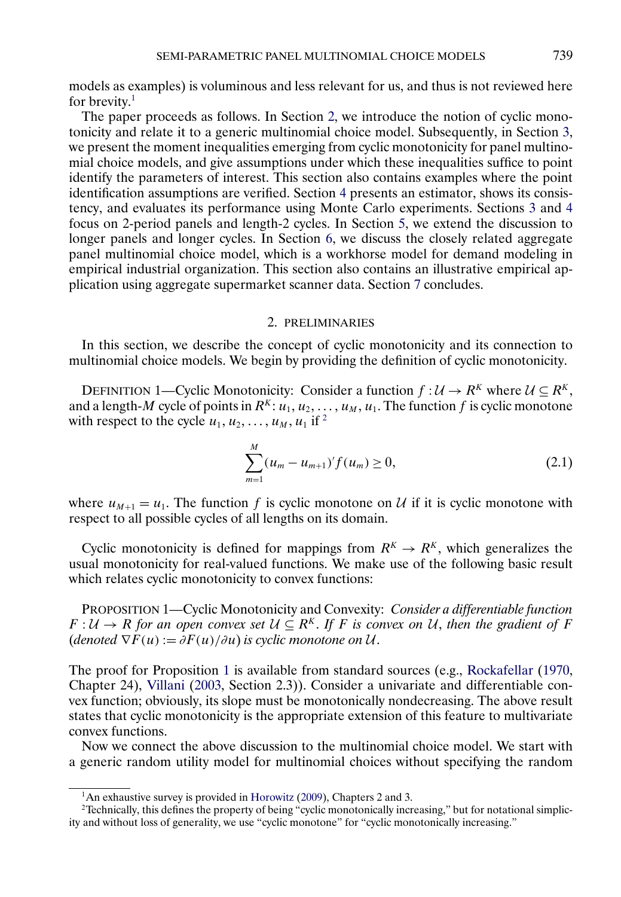models as examples) is voluminous and less relevant for us, and thus is not reviewed here for brevity.[1]

The paper proceeds as follows. In Section 2, we introduce the notion of cyclic monotonicity and relate it to a generic multinomial choice model. Subsequently, in Section 3, we present the moment inequalities emerging from cyclic monotonicity for panel multinomial choice models, and give assumptions under which these inequalities suffice to point identify the parameters of interest. This section also contains examples where the point identification assumptions are verified. Section 4 presents an estimator, shows its consistency, and evaluates its performance using Monte Carlo experiments. Sections 3 and 4 focus on 2-period panels and length-2 cycles. In Section 5, we extend the discussion to longer panels and longer cycles. In Section 6, we discuss the closely related aggregate panel multinomial choice model, which is a workhorse model for demand modeling in empirical industrial organization. This section also contains an illustrative empirical application using aggregate supermarket scanner data. Section 7 concludes.

## 2. PRELIMINARIES

In this section, we describe the concept of cyclic monotonicity and its connection to multinomial choice models. We begin by providing the definition of cyclic monotonicity.

DEFINITION 1—Cyclic Monotonicity: Consider a function $f:\mathcal{U}\to R^K$ where $\mathcal{U}\subseteq R^K$, and a length-$M$ cycle of points in $R^K$: $u_1, u_2, \dots, u_M, u_1$. The function $f$ is cyclic monotone with respect to the cycle $u_1, u_2, \dots, u_M, u_1$ if [2]

$$\sum_{m=1}^{M}(u_m - u_{m+1})' f(u_m) \geq 0, \tag{2.1}$$

where $u_{M+1} = u_1$. The function $f$ is cyclic monotone on $\mathcal{U}$ if it is cyclic monotone with respect to all possible cycles of all lengths on its domain.

Cyclic monotonicity is defined for mappings from $R^K \to R^K$, which generalizes the usual monotonicity for real-valued functions. We make use of the following basic result which relates cyclic monotonicity to convex functions:

PROPOSITION 1—Cyclic Monotonicity and Convexity: *Consider a differentiable function $F:\mathcal{U}\to R$ for an open convex set $\mathcal{U}\subseteq R^K$. If $F$ is convex on $\mathcal{U}$, then the gradient of $F$ (denoted $\nabla F(u) := \partial F(u)/\partial u$) is cyclic monotone on $\mathcal{U}$.*

The proof for Proposition 1 is available from standard sources (e.g., Rockafellar (1970, Chapter 24), Villani (2003, Section 2.3)). Consider a univariate and differentiable convex function; obviously, its slope must be monotonically nondecreasing. The above result states that cyclic monotonicity is the appropriate extension of this feature to multivariate convex functions.

Now we connect the above discussion to the multinomial choice model. We start with a generic random utility model for multinomial choices without specifying the random

[1] An exhaustive survey is provided in Horowitz (2009), Chapters 2 and 3.

[2] Technically, this defines the property of being "cyclic monotonically increasing," but for notational simplicity and without loss of generality, we use "cyclic monotone" for "cyclic monotonically increasing."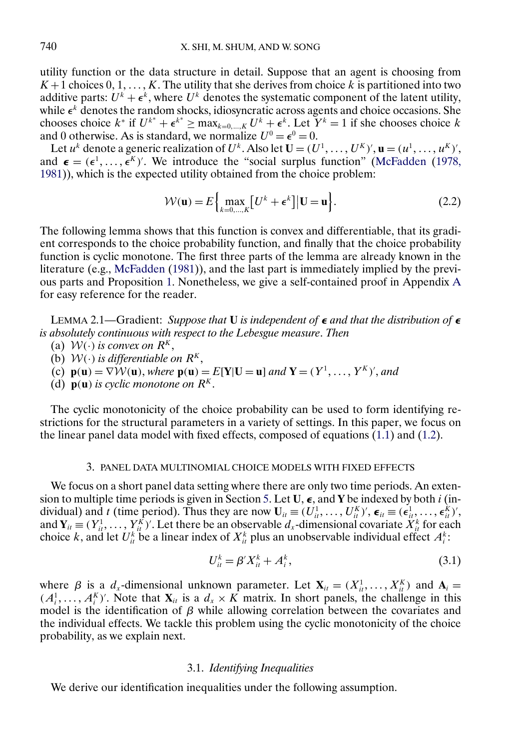utility function or the data structure in detail. Suppose that an agent is choosing from $K+1$ choices $0, 1, \ldots, K$. The utility that she derives from choice $k$ is partitioned into two additive parts: $U^k + \epsilon^k$, where $U^k$ denotes the systematic component of the latent utility, while $\epsilon^k$ denotes the random shocks, idiosyncratic across agents and choice occasions. She chooses choice $k^*$ if $U^{k^*} + \epsilon^{k^*} \geq \max_{k=0,\ldots,K} U^k + \epsilon^k$. Let $Y^k = 1$ if she chooses choice $k$ and 0 otherwise. As is standard, we normalize $U^0 = \epsilon^0 = 0$.

Let $u^k$ denote a generic realization of $U^k$. Also let $\mathbf{U} = (U^1, \ldots, U^K)'$, $\mathbf{u} = (u^1, \ldots, u^K)'$, and $\boldsymbol{\epsilon} = (\epsilon^1, \ldots, \epsilon^K)'$. We introduce the "social surplus function" (McFadden (1978, 1981)), which is the expected utility obtained from the choice problem:

$$\mathcal{W}(\mathbf{u}) = E\Big\{\max_{k=0,\ldots,K}\big[U^k + \epsilon^k\big]\big|\mathbf{U} = \mathbf{u}\Big\}. \tag{2.2}$$

The following lemma shows that this function is convex and differentiable, that its gradient corresponds to the choice probability function, and finally that the choice probability function is cyclic monotone. The first three parts of the lemma are already known in the literature (e.g., McFadden (1981)), and the last part is immediately implied by the previous parts and Proposition 1. Nonetheless, we give a self-contained proof in Appendix A for easy reference for the reader.

LEMMA 2.1—Gradient: *Suppose that* $\mathbf{U}$ *is independent of* $\boldsymbol{\epsilon}$ *and that the distribution of* $\boldsymbol{\epsilon}$ *is absolutely continuous with respect to the Lebesgue measure. Then*

(a) $\mathcal{W}(\cdot)$ *is convex on* $R^K$,

(b) $\mathcal{W}(\cdot)$ *is differentiable on* $R^K$,

(c) $\mathbf{p}(\mathbf{u}) = \nabla\mathcal{W}(\mathbf{u})$, *where* $\mathbf{p}(\mathbf{u}) = E[\mathbf{Y}|\mathbf{U} = \mathbf{u}]$ *and* $\mathbf{Y} = (Y^1, \ldots, Y^K)'$, *and*

(d) $\mathbf{p}(\mathbf{u})$ *is cyclic monotone on* $R^K$.

The cyclic monotonicity of the choice probability can be used to form identifying restrictions for the structural parameters in a variety of settings. In this paper, we focus on the linear panel data model with fixed effects, composed of equations (1.1) and (1.2).

## 3. PANEL DATA MULTINOMIAL CHOICE MODELS WITH FIXED EFFECTS

We focus on a short panel data setting where there are only two time periods. An extension to multiple time periods is given in Section 5. Let $\mathbf{U}$, $\boldsymbol{\epsilon}$, and $\mathbf{Y}$ be indexed by both $i$ (individual) and $t$ (time period). Thus they are now $\mathbf{U}_{it} \equiv (U_{it}^1, \ldots, U_{it}^K)'$, $\boldsymbol{\epsilon}_{it} \equiv (\epsilon_{it}^1, \ldots, \epsilon_{it}^K)'$, and $\mathbf{Y}_{it} \equiv (Y_{it}^1, \ldots, Y_{it}^K)'$. Let there be an observable $d_x$-dimensional covariate $X_{it}^k$ for each choice $k$, and let $U_{it}^k$ be a linear index of $X_{it}^k$ plus an unobservable individual effect $A_i^k$:

$$U_{it}^k = \beta' X_{it}^k + A_i^k, \tag{3.1}$$

where $\beta$ is a $d_x$-dimensional unknown parameter. Let $\mathbf{X}_{it} = (X_{it}^1, \ldots, X_{it}^K)$ and $\mathbf{A}_i = (A_i^1, \ldots, A_i^K)'$. Note that $\mathbf{X}_{it}$ is a $d_x \times K$ matrix. In short panels, the challenge in this model is the identification of $\beta$ while allowing correlation between the covariates and the individual effects. We tackle this problem using the cyclic monotonicity of the choice probability, as we explain next.

### 3.1. *Identifying Inequalities*

We derive our identification inequalities under the following assumption.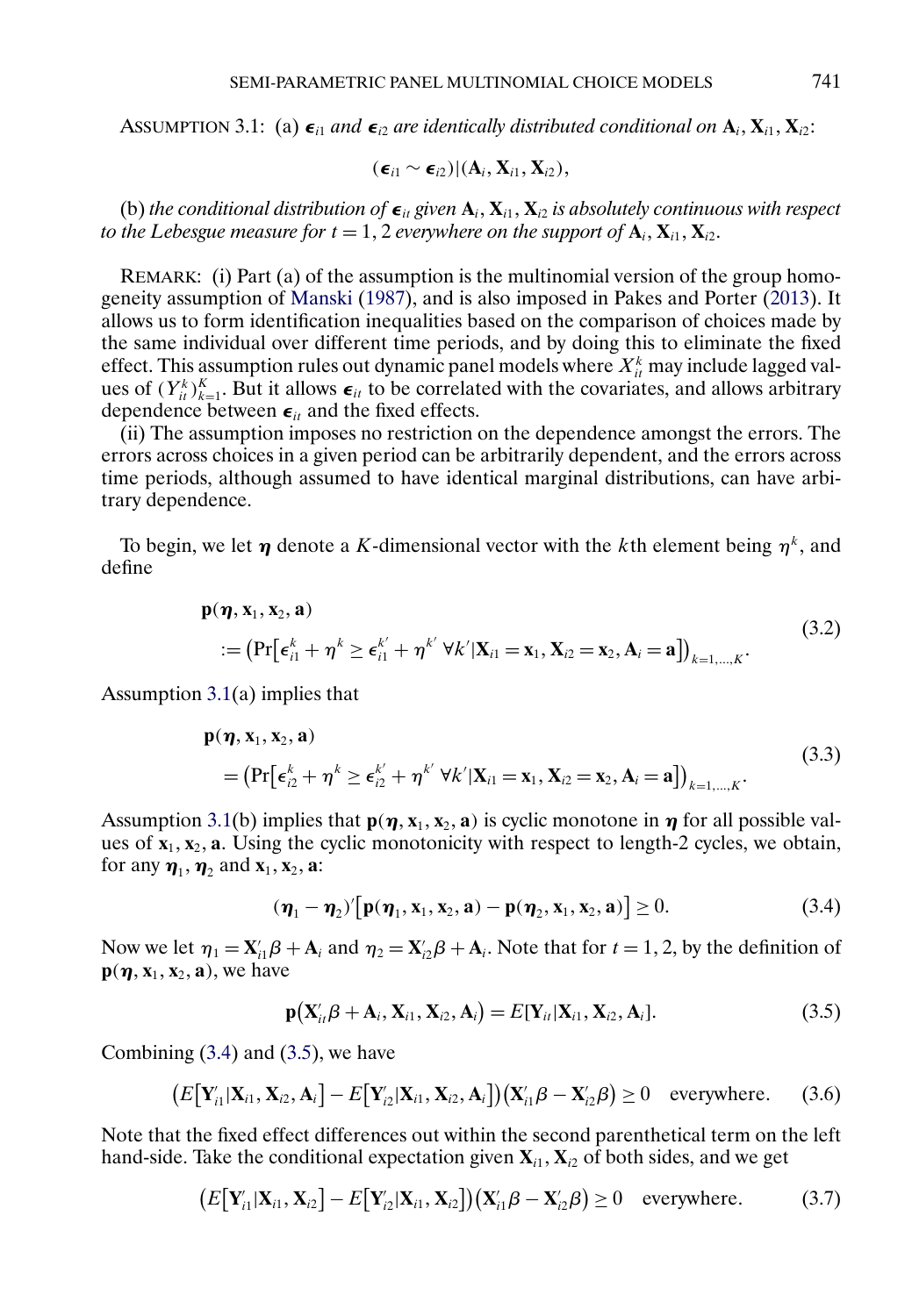ASSUMPTION 3.1: (a) $\boldsymbol{\epsilon}_{i1}$ *and* $\boldsymbol{\epsilon}_{i2}$ *are identically distributed conditional on* $\mathbf{A}_i, \mathbf{X}_{i1}, \mathbf{X}_{i2}$:

$$(\boldsymbol{\epsilon}_{i1} \sim \boldsymbol{\epsilon}_{i2})|(\mathbf{A}_i, \mathbf{X}_{i1}, \mathbf{X}_{i2}),$$

(b) *the conditional distribution of* $\boldsymbol{\epsilon}_{it}$ *given* $\mathbf{A}_i, \mathbf{X}_{i1}, \mathbf{X}_{i2}$ *is absolutely continuous with respect to the Lebesgue measure for* $t = 1, 2$ *everywhere on the support of* $\mathbf{A}_i, \mathbf{X}_{i1}, \mathbf{X}_{i2}$.

REMARK: (i) Part (a) of the assumption is the multinomial version of the group homogeneity assumption of Manski (1987), and is also imposed in Pakes and Porter (2013). It allows us to form identification inequalities based on the comparison of choices made by the same individual over different time periods, and by doing this to eliminate the fixed effect. This assumption rules out dynamic panel models where $X_{it}^k$ may include lagged values of $(Y_{it}^k)_{k=1}^K$. But it allows $\boldsymbol{\epsilon}_{it}$ to be correlated with the covariates, and allows arbitrary dependence between $\boldsymbol{\epsilon}_{it}$ and the fixed effects.

(ii) The assumption imposes no restriction on the dependence amongst the errors. The errors across choices in a given period can be arbitrarily dependent, and the errors across time periods, although assumed to have identical marginal distributions, can have arbitrary dependence.

To begin, we let $\boldsymbol{\eta}$ denote a $K$-dimensional vector with the $k$th element being $\eta^k$, and define

$$\begin{aligned} &\mathbf{p}(\boldsymbol{\eta}, \mathbf{x}_1, \mathbf{x}_2, \mathbf{a}) \\ &\quad := \left(\Pr\left[\epsilon_{i1}^k + \eta^k \geq \epsilon_{i1}^{k'} + \eta^{k'}\ \forall k' | \mathbf{X}_{i1} = \mathbf{x}_1, \mathbf{X}_{i2} = \mathbf{x}_2, \mathbf{A}_i = \mathbf{a}\right]\right)_{k=1,\ldots,K}. \end{aligned} \tag{3.2}$$

Assumption 3.1(a) implies that

$$\begin{aligned} &\mathbf{p}(\boldsymbol{\eta}, \mathbf{x}_1, \mathbf{x}_2, \mathbf{a}) \\ &\quad = \left(\Pr\left[\epsilon_{i2}^k + \eta^k \geq \epsilon_{i2}^{k'} + \eta^{k'}\ \forall k' | \mathbf{X}_{i1} = \mathbf{x}_1, \mathbf{X}_{i2} = \mathbf{x}_2, \mathbf{A}_i = \mathbf{a}\right]\right)_{k=1,\ldots,K}. \end{aligned} \tag{3.3}$$

Assumption 3.1(b) implies that $\mathbf{p}(\boldsymbol{\eta}, \mathbf{x}_1, \mathbf{x}_2, \mathbf{a})$ is cyclic monotone in $\boldsymbol{\eta}$ for all possible values of $\mathbf{x}_1, \mathbf{x}_2, \mathbf{a}$. Using the cyclic monotonicity with respect to length-2 cycles, we obtain, for any $\boldsymbol{\eta}_1, \boldsymbol{\eta}_2$ and $\mathbf{x}_1, \mathbf{x}_2, \mathbf{a}$:

$$(\boldsymbol{\eta}_1 - \boldsymbol{\eta}_2)'\left[\mathbf{p}(\boldsymbol{\eta}_1, \mathbf{x}_1, \mathbf{x}_2, \mathbf{a}) - \mathbf{p}(\boldsymbol{\eta}_2, \mathbf{x}_1, \mathbf{x}_2, \mathbf{a})\right] \geq 0. \tag{3.4}$$

Now we let $\eta_1 = \mathbf{X}_{i1}'\beta + \mathbf{A}_i$ and $\eta_2 = \mathbf{X}_{i2}'\beta + \mathbf{A}_i$. Note that for $t = 1, 2$, by the definition of $\mathbf{p}(\boldsymbol{\eta}, \mathbf{x}_1, \mathbf{x}_2, \mathbf{a})$, we have

$$\mathbf{p}\left(\mathbf{X}_{it}'\beta + \mathbf{A}_i, \mathbf{X}_{i1}, \mathbf{X}_{i2}, \mathbf{A}_i\right) = E[\mathbf{Y}_{it} | \mathbf{X}_{i1}, \mathbf{X}_{i2}, \mathbf{A}_i]. \tag{3.5}$$

Combining (3.4) and (3.5), we have

$$\left(E\left[\mathbf{Y}_{i1}' | \mathbf{X}_{i1}, \mathbf{X}_{i2}, \mathbf{A}_i\right] - E\left[\mathbf{Y}_{i2}' | \mathbf{X}_{i1}, \mathbf{X}_{i2}, \mathbf{A}_i\right]\right)\left(\mathbf{X}_{i1}'\beta - \mathbf{X}_{i2}'\beta\right) \geq 0 \quad \text{everywhere}. \tag{3.6}$$

Note that the fixed effect differences out within the second parenthetical term on the left hand-side. Take the conditional expectation given $\mathbf{X}_{i1}, \mathbf{X}_{i2}$ of both sides, and we get

$$\left(E\left[\mathbf{Y}_{i1}' | \mathbf{X}_{i1}, \mathbf{X}_{i2}\right] - E\left[\mathbf{Y}_{i2}' | \mathbf{X}_{i1}, \mathbf{X}_{i2}\right]\right)\left(\mathbf{X}_{i1}'\beta - \mathbf{X}_{i2}'\beta\right) \geq 0 \quad \text{everywhere}. \tag{3.7}$$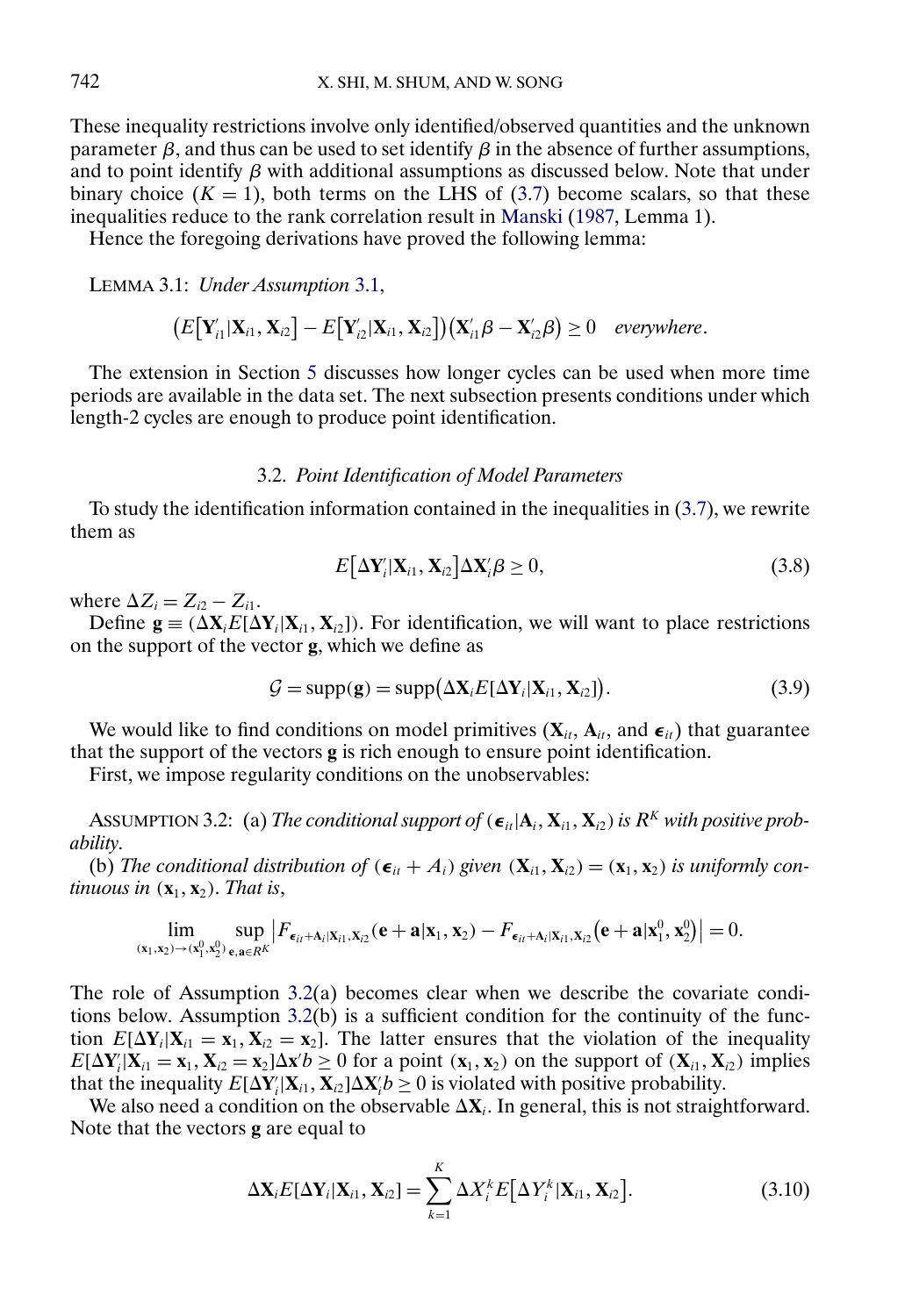These inequality restrictions involve only identified/observed quantities and the unknown parameter $\beta$, and thus can be used to set identify $\beta$ in the absence of further assumptions, and to point identify $\beta$ with additional assumptions as discussed below. Note that under binary choice ($K = 1$), both terms on the LHS of (3.7) become scalars, so that these inequalities reduce to the rank correlation result in Manski (1987, Lemma 1).

Hence the foregoing derivations have proved the following lemma:

LEMMA 3.1: *Under Assumption* 3.1,

$$\big(E\big[\mathbf{Y}_{i1}'|\mathbf{X}_{i1}, \mathbf{X}_{i2}\big] - E\big[\mathbf{Y}_{i2}'|\mathbf{X}_{i1}, \mathbf{X}_{i2}\big]\big)\big(\mathbf{X}_{i1}'\beta - \mathbf{X}_{i2}'\beta\big) \geq 0 \quad \textit{everywhere}.$$

The extension in Section 5 discusses how longer cycles can be used when more time periods are available in the data set. The next subsection presents conditions under which length-2 cycles are enough to produce point identification.

### 3.2. *Point Identification of Model Parameters*

To study the identification information contained in the inequalities in (3.7), we rewrite them as

$$E\big[\Delta\mathbf{Y}_i'|\mathbf{X}_{i1}, \mathbf{X}_{i2}\big]\Delta\mathbf{X}_i'\beta \geq 0, \tag{3.8}$$

where $\Delta Z_i = Z_{i2} - Z_{i1}$.

Define $\mathbf{g} \equiv (\Delta\mathbf{X}_i E[\Delta\mathbf{Y}_i|\mathbf{X}_{i1}, \mathbf{X}_{i2}])$. For identification, we will want to place restrictions on the support of the vector $\mathbf{g}$, which we define as

$$\mathcal{G} = \operatorname{supp}(\mathbf{g}) = \operatorname{supp}\big(\Delta\mathbf{X}_i E[\Delta\mathbf{Y}_i|\mathbf{X}_{i1}, \mathbf{X}_{i2}]\big). \tag{3.9}$$

We would like to find conditions on model primitives ($\mathbf{X}_{it}$, $\mathbf{A}_{it}$, and $\boldsymbol{\epsilon}_{it}$) that guarantee that the support of the vectors $\mathbf{g}$ is rich enough to ensure point identification.

First, we impose regularity conditions on the unobservables:

ASSUMPTION 3.2: (a) *The conditional support of* $(\boldsymbol{\epsilon}_{it}|\mathbf{A}_i, \mathbf{X}_{i1}, \mathbf{X}_{i2})$ *is* $R^K$ *with positive probability.*

(b) *The conditional distribution of* $(\boldsymbol{\epsilon}_{it} + A_i)$ *given* $(\mathbf{X}_{i1}, \mathbf{X}_{i2}) = (\mathbf{x}_1, \mathbf{x}_2)$ *is uniformly continuous in* $(\mathbf{x}_1, \mathbf{x}_2)$. *That is,*

$$\lim_{(\mathbf{x}_1,\mathbf{x}_2)\to(\mathbf{x}_1^0,\mathbf{x}_2^0)} \sup_{\mathbf{e},\mathbf{a}\in R^K} \big|F_{\boldsymbol{\epsilon}_{it}+\mathbf{A}_i|\mathbf{X}_{i1},\mathbf{X}_{i2}}(\mathbf{e}+\mathbf{a}|\mathbf{x}_1, \mathbf{x}_2) - F_{\boldsymbol{\epsilon}_{it}+\mathbf{A}_i|\mathbf{X}_{i1},\mathbf{X}_{i2}}\big(\mathbf{e}+\mathbf{a}|\mathbf{x}_1^0, \mathbf{x}_2^0\big)\big| = 0.$$

The role of Assumption 3.2(a) becomes clear when we describe the covariate conditions below. Assumption 3.2(b) is a sufficient condition for the continuity of the function $E[\Delta\mathbf{Y}_i|\mathbf{X}_{i1} = \mathbf{x}_1, \mathbf{X}_{i2} = \mathbf{x}_2]$. The latter ensures that the violation of the inequality $E[\Delta\mathbf{Y}_i'|\mathbf{X}_{i1} = \mathbf{x}_1, \mathbf{X}_{i2} = \mathbf{x}_2]\Delta\mathbf{x}'b \geq 0$ for a point $(\mathbf{x}_1, \mathbf{x}_2)$ on the support of $(\mathbf{X}_{i1}, \mathbf{X}_{i2})$ implies that the inequality $E[\Delta\mathbf{Y}_i'|\mathbf{X}_{i1}, \mathbf{X}_{i2}]\Delta\mathbf{X}_i'b \geq 0$ is violated with positive probability.

We also need a condition on the observable $\Delta\mathbf{X}_i$. In general, this is not straightforward. Note that the vectors $\mathbf{g}$ are equal to

$$\Delta\mathbf{X}_i E[\Delta\mathbf{Y}_i|\mathbf{X}_{i1}, \mathbf{X}_{i2}] = \sum_{k=1}^{K} \Delta X_i^k E\big[\Delta Y_i^k|\mathbf{X}_{i1}, \mathbf{X}_{i2}\big]. \tag{3.10}$$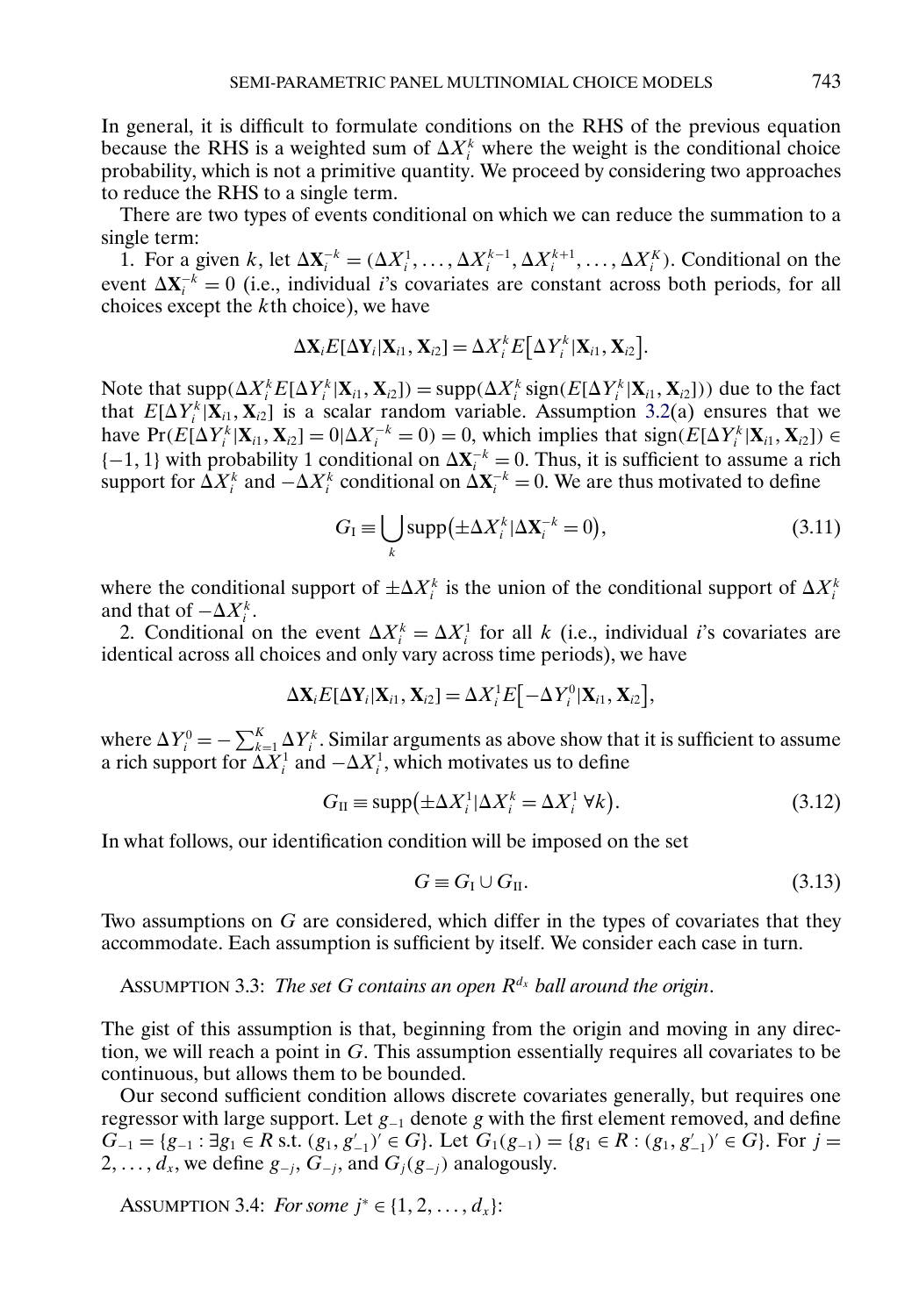In general, it is difficult to formulate conditions on the RHS of the previous equation because the RHS is a weighted sum of $\Delta X_i^k$ where the weight is the conditional choice probability, which is not a primitive quantity. We proceed by considering two approaches to reduce the RHS to a single term.

There are two types of events conditional on which we can reduce the summation to a single term:

1. For a given $k$, let $\Delta \mathbf{X}_i^{-k} = (\Delta X_i^1, \ldots, \Delta X_i^{k-1}, \Delta X_i^{k+1}, \ldots, \Delta X_i^K)$. Conditional on the event $\Delta \mathbf{X}_i^{-k} = 0$ (i.e., individual $i$'s covariates are constant across both periods, for all choices except the $k$th choice), we have

$$\Delta \mathbf{X}_i E[\Delta \mathbf{Y}_i | \mathbf{X}_{i1}, \mathbf{X}_{i2}] = \Delta X_i^k E\big[\Delta Y_i^k | \mathbf{X}_{i1}, \mathbf{X}_{i2}\big].$$

Note that $\text{supp}(\Delta X_i^k E[\Delta Y_i^k | \mathbf{X}_{i1}, \mathbf{X}_{i2}]) = \text{supp}(\Delta X_i^k \,\text{sign}(E[\Delta Y_i^k | \mathbf{X}_{i1}, \mathbf{X}_{i2}]))$ due to the fact that $E[\Delta Y_i^k | \mathbf{X}_{i1}, \mathbf{X}_{i2}]$ is a scalar random variable. Assumption 3.2(a) ensures that we have $\Pr(E[\Delta Y_i^k | \mathbf{X}_{i1}, \mathbf{X}_{i2}] = 0 | \Delta X_i^{-k} = 0) = 0$, which implies that $\text{sign}(E[\Delta Y_i^k | \mathbf{X}_{i1}, \mathbf{X}_{i2}]) \in \{-1, 1\}$ with probability 1 conditional on $\Delta \mathbf{X}_i^{-k} = 0$. Thus, it is sufficient to assume a rich support for $\Delta X_i^k$ and $-\Delta X_i^k$ conditional on $\Delta \mathbf{X}_i^{-k} = 0$. We are thus motivated to define

$$G_{\text{I}} \equiv \bigcup_k \text{supp}\big(\pm \Delta X_i^k | \Delta \mathbf{X}_i^{-k} = 0\big), \tag{3.11}$$

where the conditional support of $\pm \Delta X_i^k$ is the union of the conditional support of $\Delta X_i^k$ and that of $-\Delta X_i^k$.

2. Conditional on the event $\Delta X_i^k = \Delta X_i^1$ for all $k$ (i.e., individual $i$'s covariates are identical across all choices and only vary across time periods), we have

$$\Delta \mathbf{X}_i E[\Delta \mathbf{Y}_i | \mathbf{X}_{i1}, \mathbf{X}_{i2}] = \Delta X_i^1 E\big[-\Delta Y_i^0 | \mathbf{X}_{i1}, \mathbf{X}_{i2}\big],$$

where $\Delta Y_i^0 = -\sum_{k=1}^K \Delta Y_i^k$. Similar arguments as above show that it is sufficient to assume a rich support for $\Delta X_i^1$ and $-\Delta X_i^1$, which motivates us to define

$$G_{\text{II}} \equiv \text{supp}\big(\pm \Delta X_i^1 | \Delta X_i^k = \Delta X_i^1 \;\forall k\big). \tag{3.12}$$

In what follows, our identification condition will be imposed on the set

$$G \equiv G_{\text{I}} \cup G_{\text{II}}. \tag{3.13}$$

Two assumptions on $G$ are considered, which differ in the types of covariates that they accommodate. Each assumption is sufficient by itself. We consider each case in turn.

ASSUMPTION 3.3: *The set $G$ contains an open $R^{d_x}$ ball around the origin.*

The gist of this assumption is that, beginning from the origin and moving in any direction, we will reach a point in $G$. This assumption essentially requires all covariates to be continuous, but allows them to be bounded.

Our second sufficient condition allows discrete covariates generally, but requires one regressor with large support. Let $g_{-1}$ denote $g$ with the first element removed, and define $G_{-1} = \{g_{-1} : \exists g_1 \in R \text{ s.t. } (g_1, g_{-1}')' \in G\}$. Let $G_1(g_{-1}) = \{g_1 \in R : (g_1, g_{-1}')' \in G\}$. For $j = 2, \ldots, d_x$, we define $g_{-j}$, $G_{-j}$, and $G_j(g_{-j})$ analogously.

ASSUMPTION 3.4: *For some $j^* \in \{1, 2, \ldots, d_x\}$:*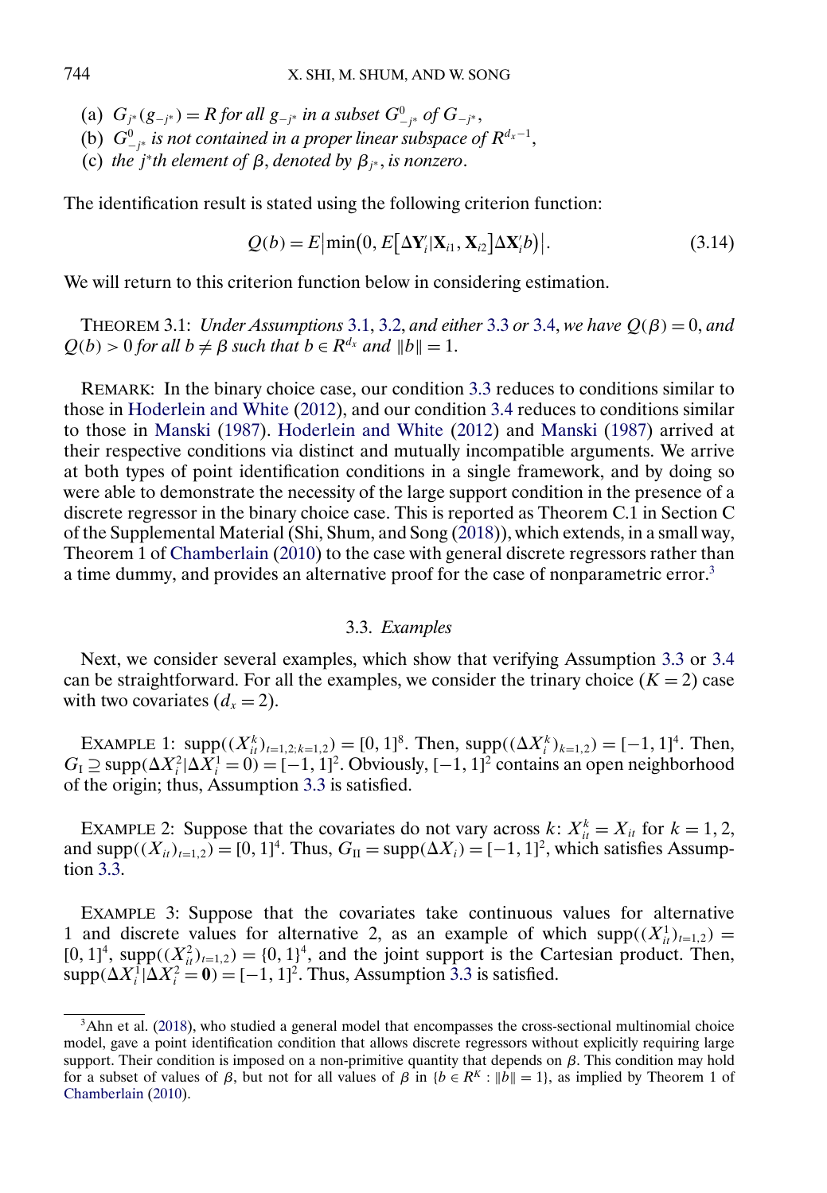(a) $G_{j^*}(g_{-j^*}) = R$ *for all* $g_{-j^*}$ *in a subset* $G^0_{-j^*}$ *of* $G_{-j^*}$,

(b) $G^0_{-j^*}$ *is not contained in a proper linear subspace of* $R^{d_x-1}$,

(c) *the* $j^*$*th element of* $\beta$, *denoted by* $\beta_{j^*}$, *is nonzero*.

The identification result is stated using the following criterion function:

$$Q(b) = E\big|\min\big(0, E\big[\Delta\mathbf{Y}_i'|\mathbf{X}_{i1}, \mathbf{X}_{i2}\big]\Delta\mathbf{X}_i'b\big)\big|. \tag{3.14}$$

We will return to this criterion function below in considering estimation.

THEOREM 3.1: *Under Assumptions* 3.1, 3.2, *and either* 3.3 *or* 3.4, *we have* $Q(\beta) = 0$, *and* $Q(b) > 0$ *for all* $b \neq \beta$ *such that* $b \in R^{d_x}$ *and* $\|b\| = 1$.

REMARK: In the binary choice case, our condition 3.3 reduces to conditions similar to those in Hoderlein and White (2012), and our condition 3.4 reduces to conditions similar to those in Manski (1987). Hoderlein and White (2012) and Manski (1987) arrived at their respective conditions via distinct and mutually incompatible arguments. We arrive at both types of point identification conditions in a single framework, and by doing so were able to demonstrate the necessity of the large support condition in the presence of a discrete regressor in the binary choice case. This is reported as Theorem C.1 in Section C of the Supplemental Material (Shi, Shum, and Song (2018)), which extends, in a small way, Theorem 1 of Chamberlain (2010) to the case with general discrete regressors rather than a time dummy, and provides an alternative proof for the case of nonparametric error.[3]

### 3.3. *Examples*

Next, we consider several examples, which show that verifying Assumption 3.3 or 3.4 can be straightforward. For all the examples, we consider the trinary choice ($K = 2$) case with two covariates ($d_x = 2$).

EXAMPLE 1: $\text{supp}((X^k_{it})_{t=1,2;k=1,2}) = [0, 1]^8$. Then, $\text{supp}((\Delta X^k_i)_{k=1,2}) = [-1, 1]^4$. Then, $G_{\text{I}} \supseteq \text{supp}(\Delta X^2_i|\Delta X^1_i = 0) = [-1, 1]^2$. Obviously, $[-1, 1]^2$ contains an open neighborhood of the origin; thus, Assumption 3.3 is satisfied.

EXAMPLE 2: Suppose that the covariates do not vary across $k$: $X^k_{it} = X_{it}$ for $k = 1, 2$, and $\text{supp}((X_{it})_{t=1,2}) = [0, 1]^4$. Thus, $G_{\text{II}} = \text{supp}(\Delta X_i) = [-1, 1]^2$, which satisfies Assumption 3.3.

EXAMPLE 3: Suppose that the covariates take continuous values for alternative 1 and discrete values for alternative 2, as an example of which $\text{supp}((X^1_{it})_{t=1,2}) = [0, 1]^4$, $\text{supp}((X^2_{it})_{t=1,2}) = \{0, 1\}^4$, and the joint support is the Cartesian product. Then, $\text{supp}(\Delta X^1_i|\Delta X^2_i = \mathbf{0}) = [-1, 1]^2$. Thus, Assumption 3.3 is satisfied.

---

[3] Ahn et al. (2018), who studied a general model that encompasses the cross-sectional multinomial choice model, gave a point identification condition that allows discrete regressors without explicitly requiring large support. Their condition is imposed on a non-primitive quantity that depends on $\beta$. This condition may hold for a subset of values of $\beta$, but not for all values of $\beta$ in $\{b \in R^K : \|b\| = 1\}$, as implied by Theorem 1 of Chamberlain (2010).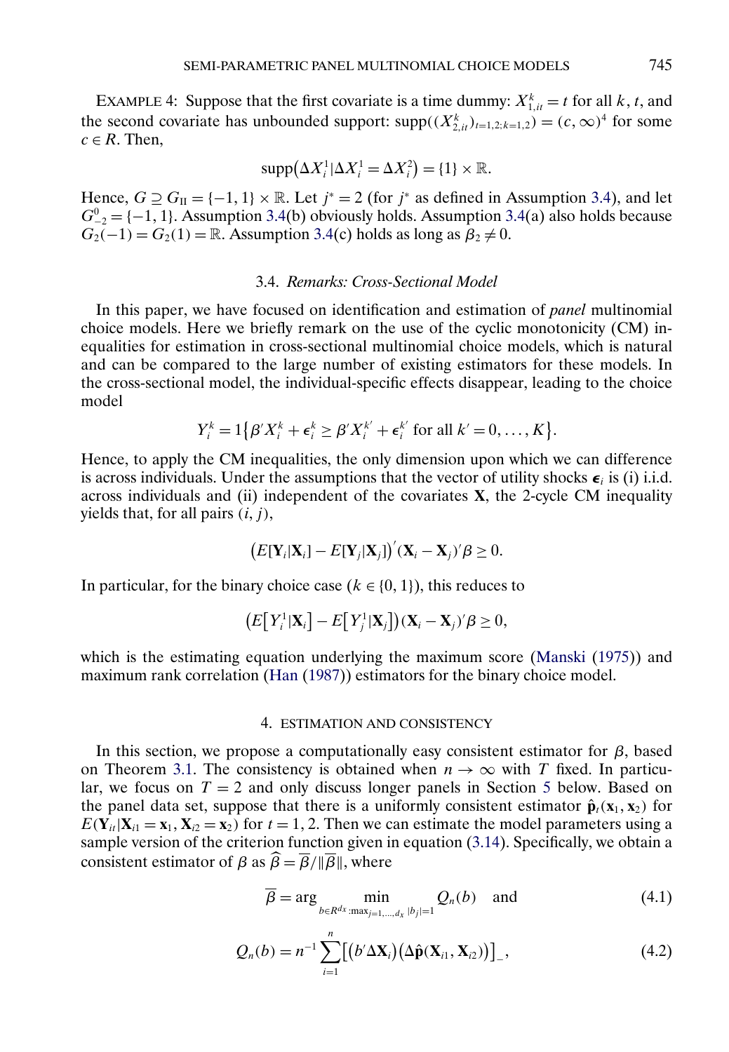EXAMPLE 4: Suppose that the first covariate is a time dummy: $X_{1,it}^k = t$ for all $k$, $t$, and the second covariate has unbounded support: $\text{supp}((X_{2,it}^k)_{t=1,2;k=1,2}) = (c, \infty)^4$ for some $c \in R$. Then,

$$\text{supp}(\Delta X_i^1 | \Delta X_i^1 = \Delta X_i^2) = \{1\} \times \mathbb{R}.$$

Hence, $G \supseteq G_{\text{II}} = \{-1, 1\} \times \mathbb{R}$. Let $j^* = 2$ (for $j^*$ as defined in Assumption 3.4), and let $G_{-2}^0 = \{-1, 1\}$. Assumption 3.4(b) obviously holds. Assumption 3.4(a) also holds because $G_2(-1) = G_2(1) = \mathbb{R}$. Assumption 3.4(c) holds as long as $\beta_2 \neq 0$.

### 3.4. *Remarks: Cross-Sectional Model*

In this paper, we have focused on identification and estimation of *panel* multinomial choice models. Here we briefly remark on the use of the cyclic monotonicity (CM) inequalities for estimation in cross-sectional multinomial choice models, which is natural and can be compared to the large number of existing estimators for these models. In the cross-sectional model, the individual-specific effects disappear, leading to the choice model

$$Y_i^k = 1\{\beta' X_i^k + \epsilon_i^k \geq \beta' X_i^{k'} + \epsilon_i^{k'} \text{ for all } k' = 0, \dots, K\}.$$

Hence, to apply the CM inequalities, the only dimension upon which we can difference is across individuals. Under the assumptions that the vector of utility shocks $\boldsymbol{\epsilon}_i$ is (i) i.i.d. across individuals and (ii) independent of the covariates $\mathbf{X}$, the 2-cycle CM inequality yields that, for all pairs $(i, j)$,

$$\big(E[\mathbf{Y}_i|\mathbf{X}_i] - E[\mathbf{Y}_j|\mathbf{X}_j]\big)'(\mathbf{X}_i - \mathbf{X}_j)'\beta \geq 0.$$

In particular, for the binary choice case ($k \in \{0, 1\}$), this reduces to

$$\big(E\big[Y_i^1|\mathbf{X}_i\big] - E\big[Y_j^1|\mathbf{X}_j\big]\big)(\mathbf{X}_i - \mathbf{X}_j)'\beta \geq 0,$$

which is the estimating equation underlying the maximum score (Manski (1975)) and maximum rank correlation (Han (1987)) estimators for the binary choice model.

## 4. ESTIMATION AND CONSISTENCY

In this section, we propose a computationally easy consistent estimator for $\beta$, based on Theorem 3.1. The consistency is obtained when $n \to \infty$ with $T$ fixed. In particular, we focus on $T = 2$ and only discuss longer panels in Section 5 below. Based on the panel data set, suppose that there is a uniformly consistent estimator $\hat{\mathbf{p}}_t(\mathbf{x}_1, \mathbf{x}_2)$ for $E(\mathbf{Y}_{it}|\mathbf{X}_{i1} = \mathbf{x}_1, \mathbf{X}_{i2} = \mathbf{x}_2)$ for $t = 1, 2$. Then we can estimate the model parameters using a sample version of the criterion function given in equation (3.14). Specifically, we obtain a consistent estimator of $\beta$ as $\widehat{\beta} = \overline{\beta}/\|\overline{\beta}\|$, where

$$\overline{\beta} = \arg \min_{b \in R^{d_X}: \max_{j=1,\dots,d_X} |b_j| = 1} Q_n(b) \quad \text{and} \tag{4.1}$$

$$Q_n(b) = n^{-1} \sum_{i=1}^{n} \big[\big(b' \Delta \mathbf{X}_i\big)\big(\Delta \hat{\mathbf{p}}(\mathbf{X}_{i1}, \mathbf{X}_{i2})\big)\big]_-, \tag{4.2}$$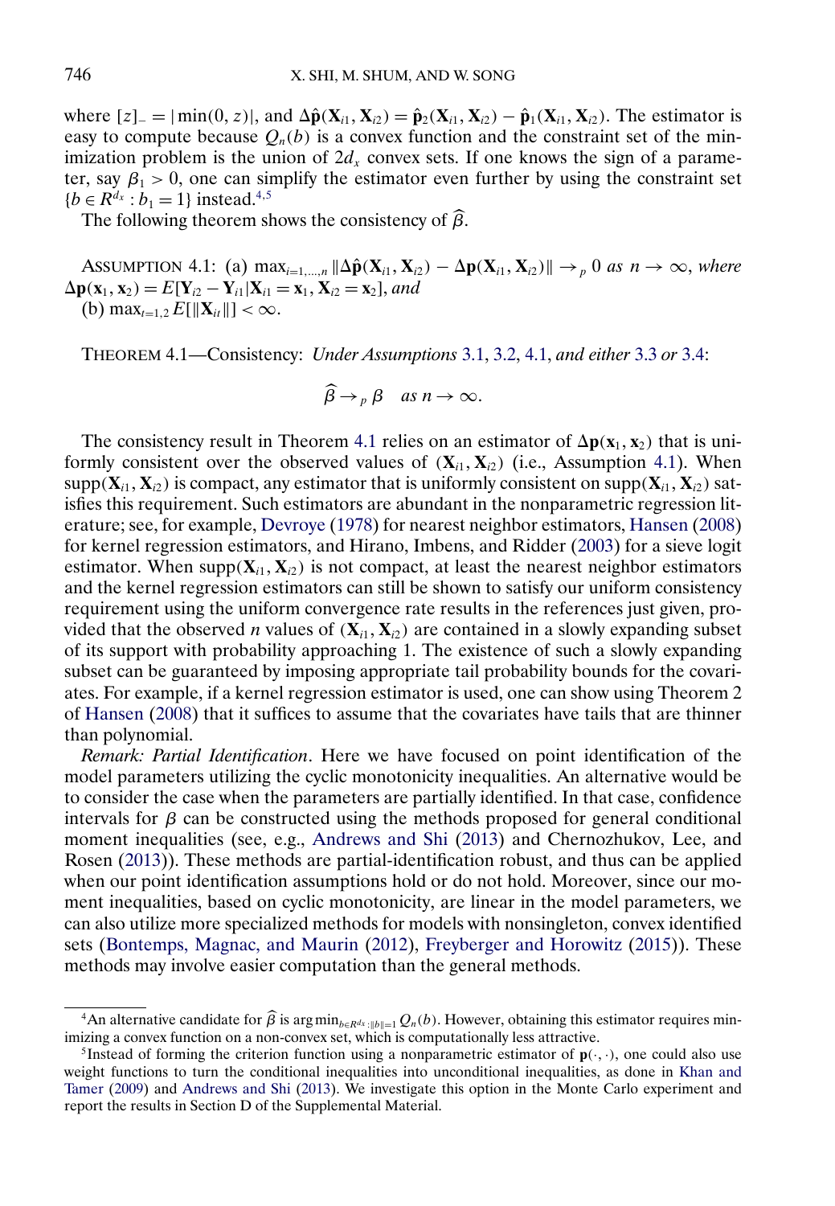where $[z]_- = |\min(0, z)|$, and $\Delta\hat{\mathbf{p}}(\mathbf{X}_{i1}, \mathbf{X}_{i2}) = \hat{\mathbf{p}}_2(\mathbf{X}_{i1}, \mathbf{X}_{i2}) - \hat{\mathbf{p}}_1(\mathbf{X}_{i1}, \mathbf{X}_{i2})$. The estimator is easy to compute because $Q_n(b)$ is a convex function and the constraint set of the minimization problem is the union of $2d_x$ convex sets. If one knows the sign of a parameter, say $\beta_1 > 0$, one can simplify the estimator even further by using the constraint set $\{b \in R^{d_x} : b_1 = 1\}$ instead.[4,5]

The following theorem shows the consistency of $\widehat{\beta}$.

ASSUMPTION 4.1: (a) $\max_{i=1,\dots,n} \|\Delta\hat{\mathbf{p}}(\mathbf{X}_{i1}, \mathbf{X}_{i2}) - \Delta\mathbf{p}(\mathbf{X}_{i1}, \mathbf{X}_{i2})\| \to_p 0$ *as* $n \to \infty$, *where* $\Delta\mathbf{p}(\mathbf{x}_1, \mathbf{x}_2) = E[\mathbf{Y}_{i2} - \mathbf{Y}_{i1} | \mathbf{X}_{i1} = \mathbf{x}_1, \mathbf{X}_{i2} = \mathbf{x}_2]$, *and*
(b) $\max_{t=1,2} E[\|\mathbf{X}_{it}\|] < \infty$.

THEOREM 4.1—Consistency: *Under Assumptions 3.1, 3.2, 4.1, and either 3.3 or 3.4:*

$$\widehat{\beta} \to_p \beta \quad \text{as } n \to \infty.$$

The consistency result in Theorem 4.1 relies on an estimator of $\Delta\mathbf{p}(\mathbf{x}_1, \mathbf{x}_2)$ that is uniformly consistent over the observed values of $(\mathbf{X}_{i1}, \mathbf{X}_{i2})$ (i.e., Assumption 4.1). When $\text{supp}(\mathbf{X}_{i1}, \mathbf{X}_{i2})$ is compact, any estimator that is uniformly consistent on $\text{supp}(\mathbf{X}_{i1}, \mathbf{X}_{i2})$ satisfies this requirement. Such estimators are abundant in the nonparametric regression literature; see, for example, Devroye (1978) for nearest neighbor estimators, Hansen (2008) for kernel regression estimators, and Hirano, Imbens, and Ridder (2003) for a sieve logit estimator. When $\text{supp}(\mathbf{X}_{i1}, \mathbf{X}_{i2})$ is not compact, at least the nearest neighbor estimators and the kernel regression estimators can still be shown to satisfy our uniform consistency requirement using the uniform convergence rate results in the references just given, provided that the observed $n$ values of $(\mathbf{X}_{i1}, \mathbf{X}_{i2})$ are contained in a slowly expanding subset of its support with probability approaching 1. The existence of such a slowly expanding subset can be guaranteed by imposing appropriate tail probability bounds for the covariates. For example, if a kernel regression estimator is used, one can show using Theorem 2 of Hansen (2008) that it suffices to assume that the covariates have tails that are thinner than polynomial.

*Remark: Partial Identification*. Here we have focused on point identification of the model parameters utilizing the cyclic monotonicity inequalities. An alternative would be to consider the case when the parameters are partially identified. In that case, confidence intervals for $\beta$ can be constructed using the methods proposed for general conditional moment inequalities (see, e.g., Andrews and Shi (2013) and Chernozhukov, Lee, and Rosen (2013)). These methods are partial-identification robust, and thus can be applied when our point identification assumptions hold or do not hold. Moreover, since our moment inequalities, based on cyclic monotonicity, are linear in the model parameters, we can also utilize more specialized methods for models with nonsingleton, convex identified sets (Bontemps, Magnac, and Maurin (2012), Freyberger and Horowitz (2015)). These methods may involve easier computation than the general methods.

---

[4] An alternative candidate for $\widehat{\beta}$ is $\arg\min_{b \in R^{d_x} : \|b\|=1} Q_n(b)$. However, obtaining this estimator requires minimizing a convex function on a non-convex set, which is computationally less attractive.

[5] Instead of forming the criterion function using a nonparametric estimator of $\mathbf{p}(\cdot, \cdot)$, one could also use weight functions to turn the conditional inequalities into unconditional inequalities, as done in Khan and Tamer (2009) and Andrews and Shi (2013). We investigate this option in the Monte Carlo experiment and report the results in Section D of the Supplemental Material.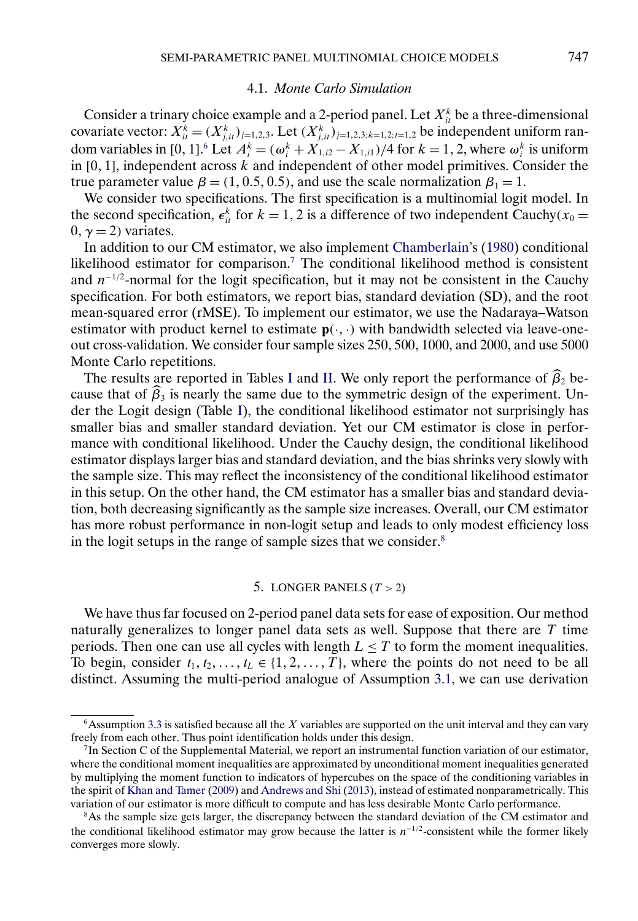### 4.1. *Monte Carlo Simulation*

Consider a trinary choice example and a 2-period panel. Let $X_{it}^k$ be a three-dimensional covariate vector: $X_{it}^k = (X_{j,it}^k)_{j=1,2,3}$. Let $(X_{j,it}^k)_{j=1,2,3;k=1,2;t=1,2}$ be independent uniform random variables in $[0, 1]$.[6] Let $A_i^k = (\omega_i^k + X_{1,i2} - X_{1,i1})/4$ for $k = 1, 2$, where $\omega_i^k$ is uniform in $[0, 1]$, independent across $k$ and independent of other model primitives. Consider the true parameter value $\beta = (1, 0.5, 0.5)$, and use the scale normalization $\beta_1 = 1$.

We consider two specifications. The first specification is a multinomial logit model. In the second specification, $\epsilon_{it}^k$ for $k = 1, 2$ is a difference of two independent Cauchy($x_0 = 0, \gamma = 2$) variates.

In addition to our CM estimator, we also implement Chamberlain's (1980) conditional likelihood estimator for comparison.[7] The conditional likelihood method is consistent and $n^{-1/2}$-normal for the logit specification, but it may not be consistent in the Cauchy specification. For both estimators, we report bias, standard deviation (SD), and the root mean-squared error (rMSE). To implement our estimator, we use the Nadaraya–Watson estimator with product kernel to estimate $\mathbf{p}(\cdot, \cdot)$ with bandwidth selected via leave-one-out cross-validation. We consider four sample sizes 250, 500, 1000, and 2000, and use 5000 Monte Carlo repetitions.

The results are reported in Tables I and II. We only report the performance of $\widehat{\beta}_2$ because that of $\widehat{\beta}_3$ is nearly the same due to the symmetric design of the experiment. Under the Logit design (Table I), the conditional likelihood estimator not surprisingly has smaller bias and smaller standard deviation. Yet our CM estimator is close in performance with conditional likelihood. Under the Cauchy design, the conditional likelihood estimator displays larger bias and standard deviation, and the bias shrinks very slowly with the sample size. This may reflect the inconsistency of the conditional likelihood estimator in this setup. On the other hand, the CM estimator has a smaller bias and standard deviation, both decreasing significantly as the sample size increases. Overall, our CM estimator has more robust performance in non-logit setup and leads to only modest efficiency loss in the logit setups in the range of sample sizes that we consider.[8]

## 5. LONGER PANELS ($T > 2$)

We have thus far focused on 2-period panel data sets for ease of exposition. Our method naturally generalizes to longer panel data sets as well. Suppose that there are $T$ time periods. Then one can use all cycles with length $L \leq T$ to form the moment inequalities. To begin, consider $t_1, t_2, \ldots, t_L \in \{1, 2, \ldots, T\}$, where the points do not need to be all distinct. Assuming the multi-period analogue of Assumption 3.1, we can use derivation

---

[6] Assumption 3.3 is satisfied because all the $X$ variables are supported on the unit interval and they can vary freely from each other. Thus point identification holds under this design.

[7] In Section C of the Supplemental Material, we report an instrumental function variation of our estimator, where the conditional moment inequalities are approximated by unconditional moment inequalities generated by multiplying the moment function to indicators of hypercubes on the space of the conditioning variables in the spirit of Khan and Tamer (2009) and Andrews and Shi (2013), instead of estimated nonparametrically. This variation of our estimator is more difficult to compute and has less desirable Monte Carlo performance.

[8] As the sample size gets larger, the discrepancy between the standard deviation of the CM estimator and the conditional likelihood estimator may grow because the latter is $n^{-1/2}$-consistent while the former likely converges more slowly.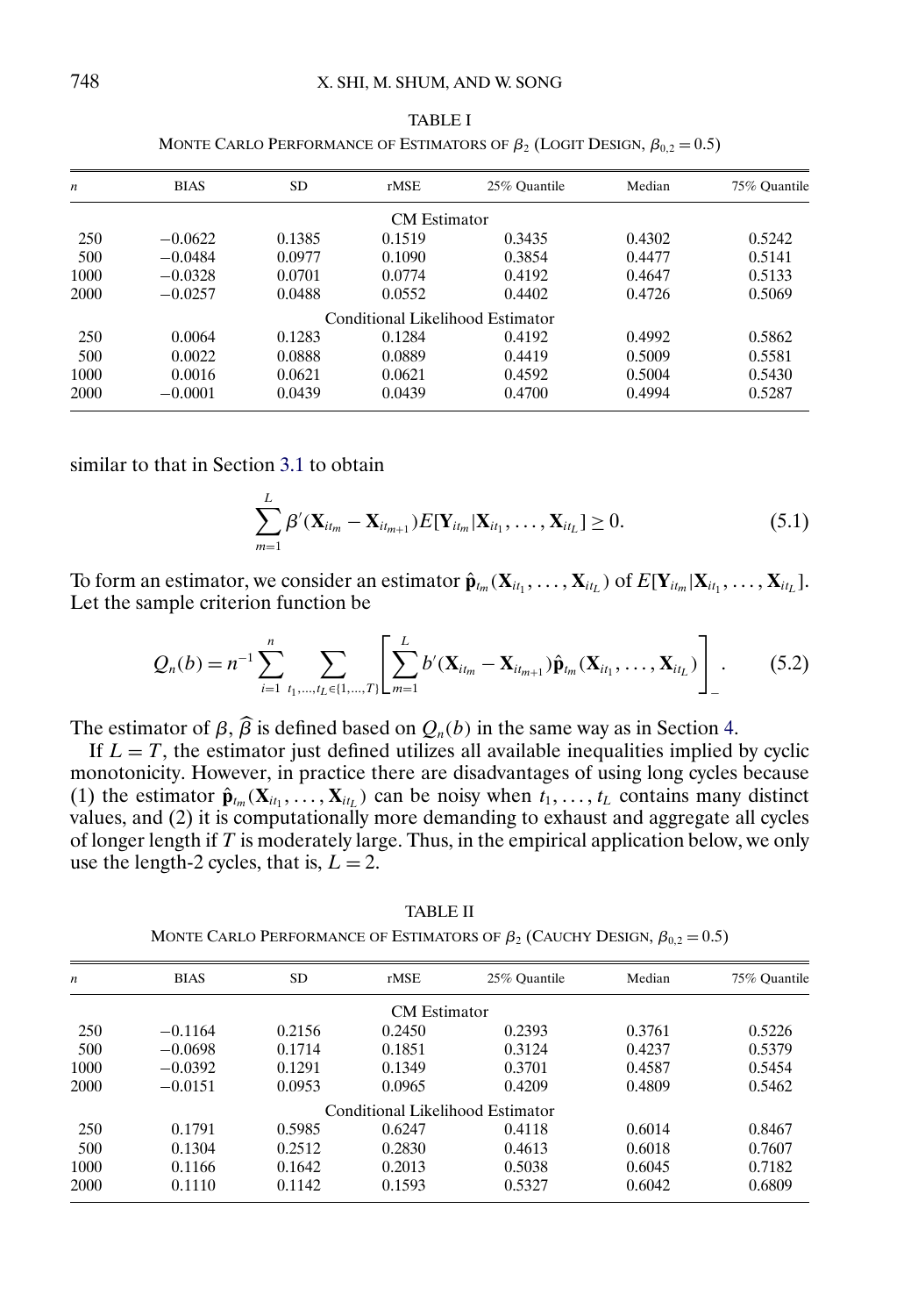TABLE I

MONTE CARLO PERFORMANCE OF ESTIMATORS OF $\beta_2$ (LOGIT DESIGN, $\beta_{0,2} = 0.5$)

| $n$ | BIAS | SD | rMSE | 25% Quantile | Median | 75% Quantile |
|---|---|---|---|---|---|---|
| | | | CM Estimator | | | |
| 250 | −0.0622 | 0.1385 | 0.1519 | 0.3435 | 0.4302 | 0.5242 |
| 500 | −0.0484 | 0.0977 | 0.1090 | 0.3854 | 0.4477 | 0.5141 |
| 1000 | −0.0328 | 0.0701 | 0.0774 | 0.4192 | 0.4647 | 0.5133 |
| 2000 | −0.0257 | 0.0488 | 0.0552 | 0.4402 | 0.4726 | 0.5069 |
| | | | Conditional Likelihood Estimator | | | |
| 250 | 0.0064 | 0.1283 | 0.1284 | 0.4192 | 0.4992 | 0.5862 |
| 500 | 0.0022 | 0.0888 | 0.0889 | 0.4419 | 0.5009 | 0.5581 |
| 1000 | 0.0016 | 0.0621 | 0.0621 | 0.4592 | 0.5004 | 0.5430 |
| 2000 | −0.0001 | 0.0439 | 0.0439 | 0.4700 | 0.4994 | 0.5287 |

similar to that in Section 3.1 to obtain

$$\sum_{m=1}^{L} \beta'(\mathbf{X}_{it_m} - \mathbf{X}_{it_{m+1}}) E[\mathbf{Y}_{it_m} | \mathbf{X}_{it_1}, \ldots, \mathbf{X}_{it_L}] \geq 0. \tag{5.1}$$

To form an estimator, we consider an estimator $\hat{\mathbf{p}}_{t_m}(\mathbf{X}_{it_1}, \ldots, \mathbf{X}_{it_L})$ of $E[\mathbf{Y}_{it_m} | \mathbf{X}_{it_1}, \ldots, \mathbf{X}_{it_L}]$. Let the sample criterion function be

$$Q_n(b) = n^{-1} \sum_{i=1}^{n} \sum_{t_1, \ldots, t_L \in \{1, \ldots, T\}} \left[ \sum_{m=1}^{L} b'(\mathbf{X}_{it_m} - \mathbf{X}_{it_{m+1}}) \hat{\mathbf{p}}_{t_m}(\mathbf{X}_{it_1}, \ldots, \mathbf{X}_{it_L}) \right]_{-}. \tag{5.2}$$

The estimator of $\beta$, $\widehat{\beta}$ is defined based on $Q_n(b)$ in the same way as in Section 4.

If $L = T$, the estimator just defined utilizes all available inequalities implied by cyclic monotonicity. However, in practice there are disadvantages of using long cycles because (1) the estimator $\hat{\mathbf{p}}_{t_m}(\mathbf{X}_{it_1}, \ldots, \mathbf{X}_{it_L})$ can be noisy when $t_1, \ldots, t_L$ contains many distinct values, and (2) it is computationally more demanding to exhaust and aggregate all cycles of longer length if $T$ is moderately large. Thus, in the empirical application below, we only use the length-2 cycles, that is, $L = 2$.

TABLE II

MONTE CARLO PERFORMANCE OF ESTIMATORS OF $\beta_2$ (CAUCHY DESIGN, $\beta_{0,2} = 0.5$)

| $n$ | BIAS | SD | rMSE | 25% Quantile | Median | 75% Quantile |
|---|---|---|---|---|---|---|
| | | | CM Estimator | | | |
| 250 | −0.1164 | 0.2156 | 0.2450 | 0.2393 | 0.3761 | 0.5226 |
| 500 | −0.0698 | 0.1714 | 0.1851 | 0.3124 | 0.4237 | 0.5379 |
| 1000 | −0.0392 | 0.1291 | 0.1349 | 0.3701 | 0.4587 | 0.5454 |
| 2000 | −0.0151 | 0.0953 | 0.0965 | 0.4209 | 0.4809 | 0.5462 |
| | | | Conditional Likelihood Estimator | | | |
| 250 | 0.1791 | 0.5985 | 0.6247 | 0.4118 | 0.6014 | 0.8467 |
| 500 | 0.1304 | 0.2512 | 0.2830 | 0.4613 | 0.6018 | 0.7607 |
| 1000 | 0.1166 | 0.1642 | 0.2013 | 0.5038 | 0.6045 | 0.7182 |
| 2000 | 0.1110 | 0.1142 | 0.1593 | 0.5327 | 0.6042 | 0.6809 |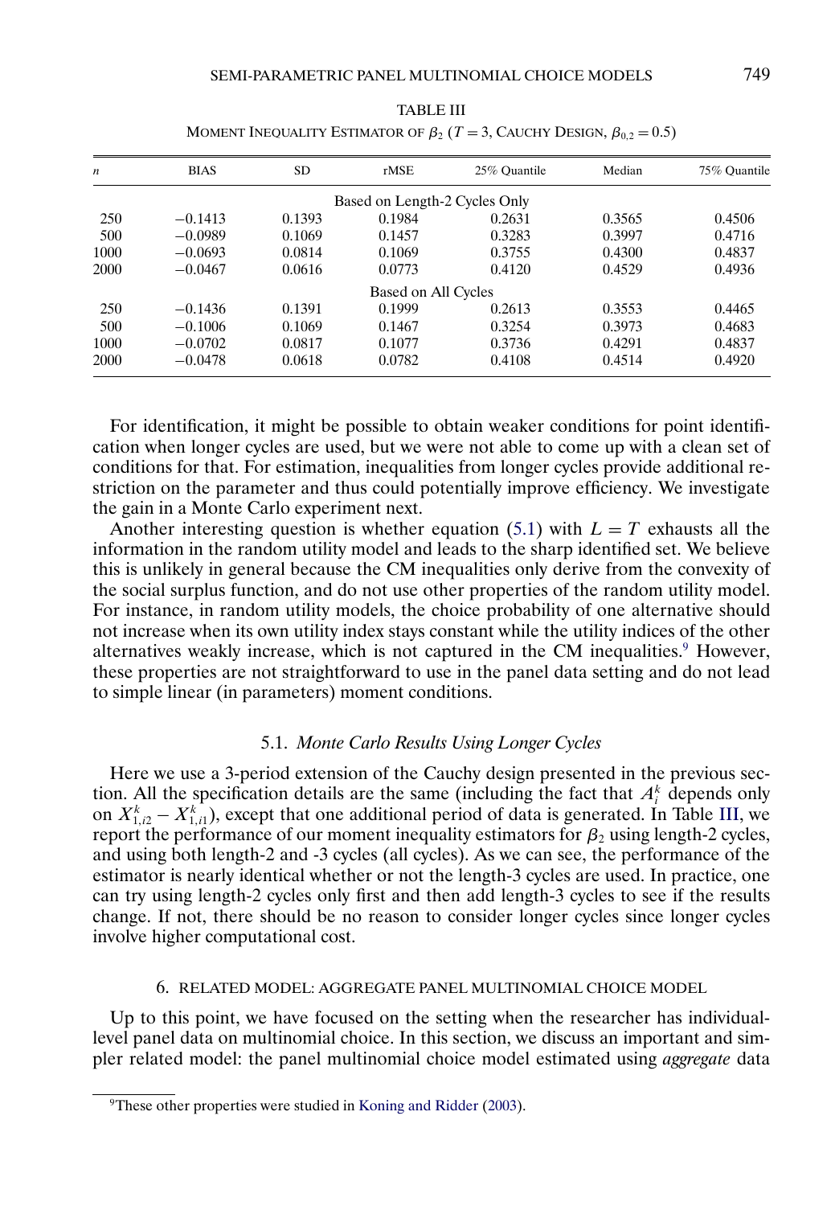TABLE III

MOMENT INEQUALITY ESTIMATOR OF $\beta_2$ ($T = 3$, CAUCHY DESIGN, $\beta_{0,2} = 0.5$)

| $n$ | BIAS | SD | rMSE | 25% Quantile | Median | 75% Quantile |
|---|---|---|---|---|---|---|
| | | | Based on Length-2 Cycles Only | | | |
| 250 | −0.1413 | 0.1393 | 0.1984 | 0.2631 | 0.3565 | 0.4506 |
| 500 | −0.0989 | 0.1069 | 0.1457 | 0.3283 | 0.3997 | 0.4716 |
| 1000 | −0.0693 | 0.0814 | 0.1069 | 0.3755 | 0.4300 | 0.4837 |
| 2000 | −0.0467 | 0.0616 | 0.0773 | 0.4120 | 0.4529 | 0.4936 |
| | | | Based on All Cycles | | | |
| 250 | −0.1436 | 0.1391 | 0.1999 | 0.2613 | 0.3553 | 0.4465 |
| 500 | −0.1006 | 0.1069 | 0.1467 | 0.3254 | 0.3973 | 0.4683 |
| 1000 | −0.0702 | 0.0817 | 0.1077 | 0.3736 | 0.4291 | 0.4837 |
| 2000 | −0.0478 | 0.0618 | 0.0782 | 0.4108 | 0.4514 | 0.4920 |

For identification, it might be possible to obtain weaker conditions for point identification when longer cycles are used, but we were not able to come up with a clean set of conditions for that. For estimation, inequalities from longer cycles provide additional restriction on the parameter and thus could potentially improve efficiency. We investigate the gain in a Monte Carlo experiment next.

Another interesting question is whether equation (5.1) with $L = T$ exhausts all the information in the random utility model and leads to the sharp identified set. We believe this is unlikely in general because the CM inequalities only derive from the convexity of the social surplus function, and do not use other properties of the random utility model. For instance, in random utility models, the choice probability of one alternative should not increase when its own utility index stays constant while the utility indices of the other alternatives weakly increase, which is not captured in the CM inequalities.[9] However, these properties are not straightforward to use in the panel data setting and do not lead to simple linear (in parameters) moment conditions.

### 5.1. *Monte Carlo Results Using Longer Cycles*

Here we use a 3-period extension of the Cauchy design presented in the previous section. All the specification details are the same (including the fact that $A_i^k$ depends only on $X_{1,i2}^k - X_{1,i1}^k$), except that one additional period of data is generated. In Table III, we report the performance of our moment inequality estimators for $\beta_2$ using length-2 cycles, and using both length-2 and -3 cycles (all cycles). As we can see, the performance of the estimator is nearly identical whether or not the length-3 cycles are used. In practice, one can try using length-2 cycles only first and then add length-3 cycles to see if the results change. If not, there should be no reason to consider longer cycles since longer cycles involve higher computational cost.

## 6. RELATED MODEL: AGGREGATE PANEL MULTINOMIAL CHOICE MODEL

Up to this point, we have focused on the setting when the researcher has individual-level panel data on multinomial choice. In this section, we discuss an important and simpler related model: the panel multinomial choice model estimated using *aggregate* data

[9]These other properties were studied in Koning and Ridder (2003).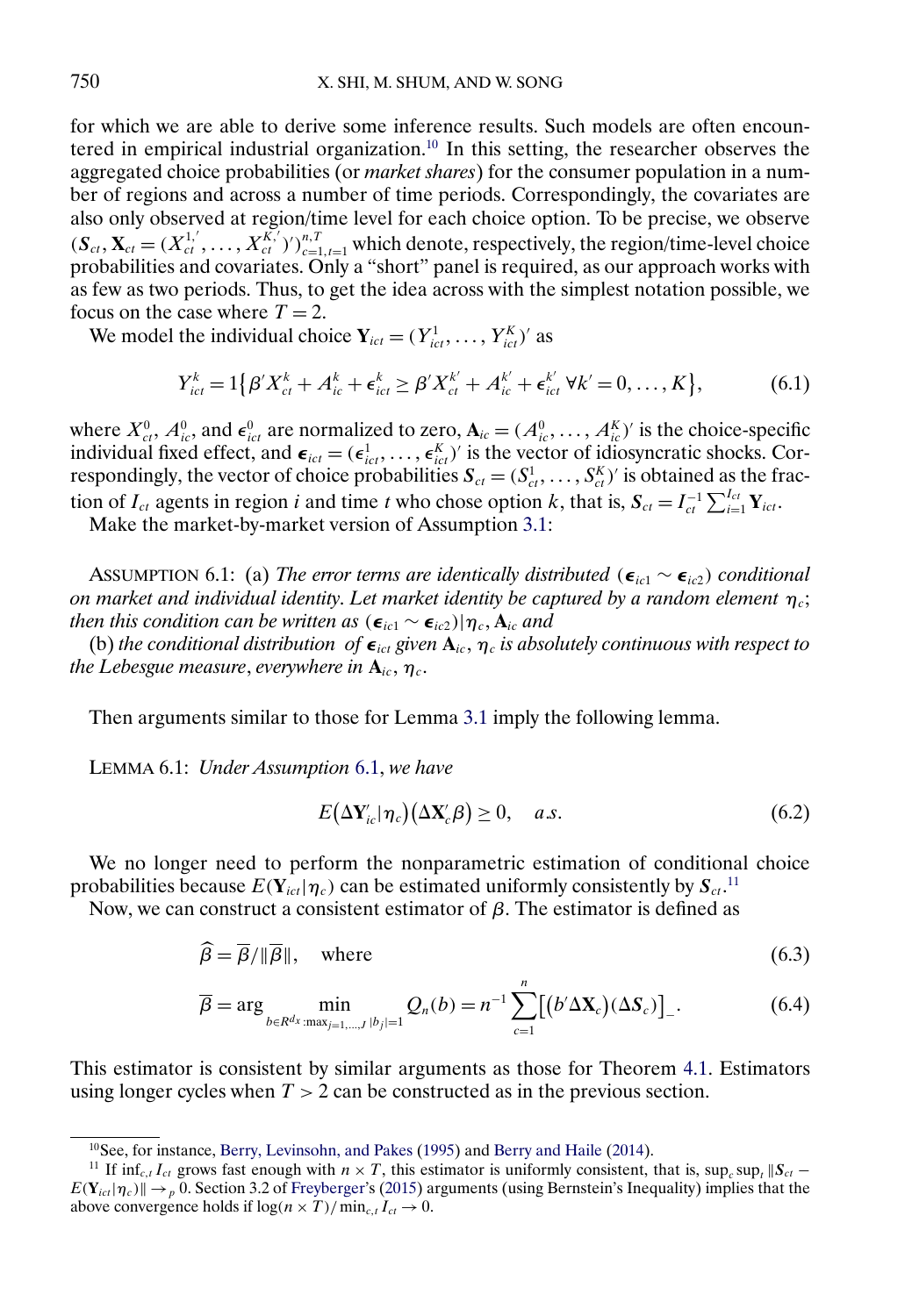for which we are able to derive some inference results. Such models are often encountered in empirical industrial organization.[10] In this setting, the researcher observes the aggregated choice probabilities (or *market shares*) for the consumer population in a number of regions and across a number of time periods. Correspondingly, the covariates are also only observed at region/time level for each choice option. To be precise, we observe $(\boldsymbol{S}_{ct}, \mathbf{X}_{ct} = (X_{ct}^{1,'}, \dots, X_{ct}^{K,'})')_{c=1,t=1}^{n,T}$ which denote, respectively, the region/time-level choice probabilities and covariates. Only a "short" panel is required, as our approach works with as few as two periods. Thus, to get the idea across with the simplest notation possible, we focus on the case where $T = 2$.

We model the individual choice $\mathbf{Y}_{ict} = (Y_{ict}^1, \dots, Y_{ict}^K)'$ as

$$Y_{ict}^k = 1\{\beta' X_{ct}^k + A_{ic}^k + \epsilon_{ict}^k \geq \beta' X_{ct}^{k'} + A_{ic}^{k'} + \epsilon_{ict}^{k'} \ \forall k' = 0, \dots, K\}, \tag{6.1}$$

where $X_{ct}^0$, $A_{ic}^0$, and $\epsilon_{ict}^0$ are normalized to zero, $\mathbf{A}_{ic} = (A_{ic}^0, \dots, A_{ic}^K)'$ is the choice-specific individual fixed effect, and $\boldsymbol{\epsilon}_{ict} = (\epsilon_{ict}^1, \dots, \epsilon_{ict}^K)'$ is the vector of idiosyncratic shocks. Correspondingly, the vector of choice probabilities $\boldsymbol{S}_{ct} = (S_{ct}^1, \dots, S_{ct}^K)'$ is obtained as the fraction of $I_{ct}$ agents in region $i$ and time $t$ who chose option $k$, that is, $\boldsymbol{S}_{ct} = I_{ct}^{-1} \sum_{i=1}^{I_{ct}} \mathbf{Y}_{ict}$.

Make the market-by-market version of Assumption 3.1:

ASSUMPTION 6.1: (a) *The error terms are identically distributed* ($\boldsymbol{\epsilon}_{ic1} \sim \boldsymbol{\epsilon}_{ic2}$) *conditional on market and individual identity. Let market identity be captured by a random element* $\eta_c$; *then this condition can be written as* $(\boldsymbol{\epsilon}_{ic1} \sim \boldsymbol{\epsilon}_{ic2}) | \eta_c, \mathbf{A}_{ic}$ *and*

(b) *the conditional distribution of* $\boldsymbol{\epsilon}_{ict}$ *given* $\mathbf{A}_{ic}$, $\eta_c$ *is absolutely continuous with respect to the Lebesgue measure, everywhere in* $\mathbf{A}_{ic}$, $\eta_c$.

Then arguments similar to those for Lemma 3.1 imply the following lemma.

LEMMA 6.1: *Under Assumption* 6.1, *we have*

$$E(\Delta \mathbf{Y}_{ic}' | \eta_c)(\Delta \mathbf{X}_c' \beta) \geq 0, \quad a.s. \tag{6.2}$$

We no longer need to perform the nonparametric estimation of conditional choice probabilities because $E(\mathbf{Y}_{ict} | \eta_c)$ can be estimated uniformly consistently by $\boldsymbol{S}_{ct}$.[11]

Now, we can construct a consistent estimator of $\beta$. The estimator is defined as

$$\widehat{\beta} = \overline{\beta} / \|\overline{\beta}\|, \quad \text{where} \tag{6.3}$$

$$\overline{\beta} = \arg \min_{b \in R^{d_X} : \max_{j=1,\dots,J} |b_j| = 1} Q_n(b) = n^{-1} \sum_{c=1}^n \big[(b' \Delta \mathbf{X}_c)(\Delta \boldsymbol{S}_c)\big]_-. \tag{6.4}$$

This estimator is consistent by similar arguments as those for Theorem 4.1. Estimators using longer cycles when $T > 2$ can be constructed as in the previous section.

---

[10] See, for instance, Berry, Levinsohn, and Pakes (1995) and Berry and Haile (2014).

[11] If $\inf_{c,t} I_{ct}$ grows fast enough with $n \times T$, this estimator is uniformly consistent, that is, $\sup_c \sup_t \|\boldsymbol{S}_{ct} - E(\mathbf{Y}_{ict} | \eta_c)\| \to_p 0$. Section 3.2 of Freyberger's (2015) arguments (using Bernstein's Inequality) implies that the above convergence holds if $\log(n \times T) / \min_{c,t} I_{ct} \to 0$.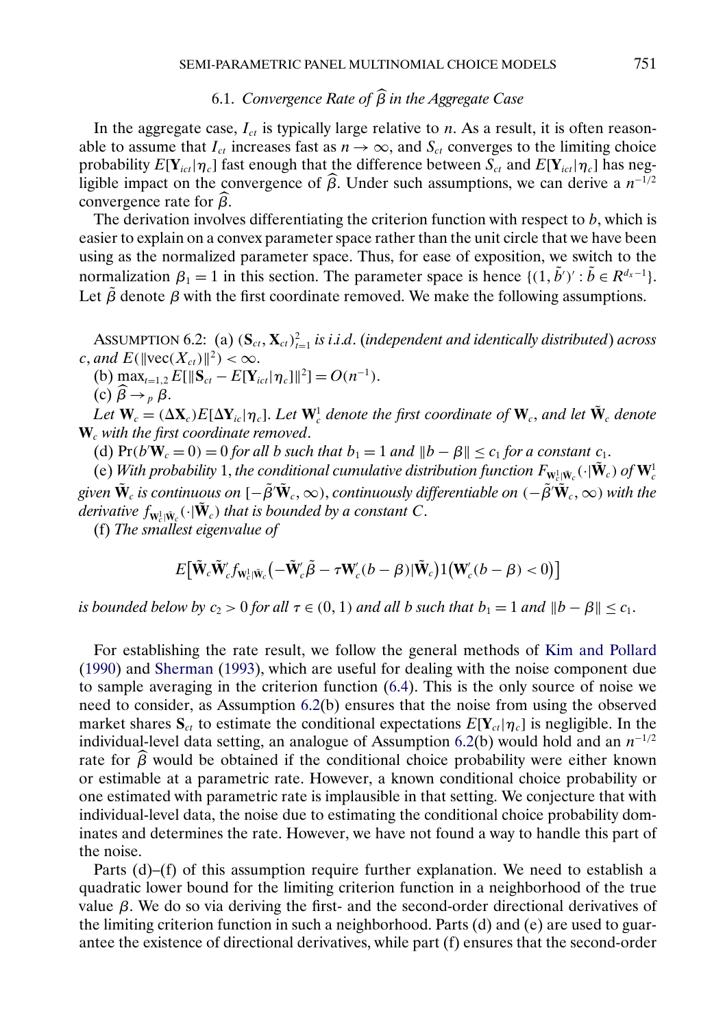### 6.1. *Convergence Rate of $\widehat{\beta}$ in the Aggregate Case*

In the aggregate case, $I_{ct}$ is typically large relative to $n$. As a result, it is often reasonable to assume that $I_{ct}$ increases fast as $n \to \infty$, and $S_{ct}$ converges to the limiting choice probability $E[\mathbf{Y}_{ict}|\eta_c]$ fast enough that the difference between $S_{ct}$ and $E[\mathbf{Y}_{ict}|\eta_c]$ has negligible impact on the convergence of $\widehat{\beta}$. Under such assumptions, we can derive a $n^{-1/2}$ convergence rate for $\widehat{\beta}$.

The derivation involves differentiating the criterion function with respect to $b$, which is easier to explain on a convex parameter space rather than the unit circle that we have been using as the normalized parameter space. Thus, for ease of exposition, we switch to the normalization $\beta_1 = 1$ in this section. The parameter space is hence $\{(1, \tilde{b}')' : \tilde{b} \in R^{d_x - 1}\}$. Let $\tilde{\beta}$ denote $\beta$ with the first coordinate removed. We make the following assumptions.

ASSUMPTION 6.2: (a) $(\mathbf{S}_{ct}, \mathbf{X}_{ct})_{t=1}^2$ *is i.i.d.* (*independent and identically distributed*) *across* $c$, *and* $E(\|\text{vec}(X_{ct})\|^2) < \infty$.

(b) $\max_{t=1,2} E[\|\mathbf{S}_{ct} - E[\mathbf{Y}_{ict}|\eta_c]\|^2] = O(n^{-1})$.

(c) $\widehat{\beta} \to_p \beta$.

*Let* $\mathbf{W}_c = (\Delta \mathbf{X}_c) E[\Delta \mathbf{Y}_{ic}|\eta_c]$. *Let* $\mathbf{W}_c^1$ *denote the first coordinate of* $\mathbf{W}_c$, *and let* $\tilde{\mathbf{W}}_c$ *denote* $\mathbf{W}_c$ *with the first coordinate removed*.

(d) $\Pr(b'\mathbf{W}_c = 0) = 0$ *for all* $b$ *such that* $b_1 = 1$ *and* $\|b - \beta\| \le c_1$ *for a constant* $c_1$.

(e) *With probability* 1, *the conditional cumulative distribution function* $F_{\mathbf{W}_c^1|\tilde{\mathbf{W}}_c}(\cdot|\tilde{\mathbf{W}}_c)$ *of* $\mathbf{W}_c^1$ *given* $\tilde{\mathbf{W}}_c$ *is continuous on* $[-\tilde{\beta}'\tilde{\mathbf{W}}_c, \infty)$, *continuously differentiable on* $(-\tilde{\beta}'\tilde{\mathbf{W}}_c, \infty)$ *with the derivative* $f_{\mathbf{W}_c^1|\tilde{\mathbf{W}}_c}(\cdot|\tilde{\mathbf{W}}_c)$ *that is bounded by a constant* $C$.

(f) *The smallest eigenvalue of*

$$E\big[\tilde{\mathbf{W}}_c\tilde{\mathbf{W}}_c' f_{\mathbf{W}_c^1|\tilde{\mathbf{W}}_c}\big(-\tilde{\mathbf{W}}_c'\tilde{\beta} - \tau \mathbf{W}_c'(b - \beta)|\tilde{\mathbf{W}}_c\big) 1\big(\mathbf{W}_c'(b - \beta) < 0\big)\big]$$

*is bounded below by* $c_2 > 0$ *for all* $\tau \in (0, 1)$ *and all* $b$ *such that* $b_1 = 1$ *and* $\|b - \beta\| \le c_1$.

For establishing the rate result, we follow the general methods of Kim and Pollard (1990) and Sherman (1993), which are useful for dealing with the noise component due to sample averaging in the criterion function (6.4). This is the only source of noise we need to consider, as Assumption 6.2(b) ensures that the noise from using the observed market shares $\mathbf{S}_{ct}$ to estimate the conditional expectations $E[\mathbf{Y}_{ct}|\eta_c]$ is negligible. In the individual-level data setting, an analogue of Assumption 6.2(b) would hold and an $n^{-1/2}$ rate for $\widehat{\beta}$ would be obtained if the conditional choice probability were either known or estimable at a parametric rate. However, a known conditional choice probability or one estimated with parametric rate is implausible in that setting. We conjecture that with individual-level data, the noise due to estimating the conditional choice probability dominates and determines the rate. However, we have not found a way to handle this part of the noise.

Parts (d)–(f) of this assumption require further explanation. We need to establish a quadratic lower bound for the limiting criterion function in a neighborhood of the true value $\beta$. We do so via deriving the first- and the second-order directional derivatives of the limiting criterion function in such a neighborhood. Parts (d) and (e) are used to guarantee the existence of directional derivatives, while part (f) ensures that the second-order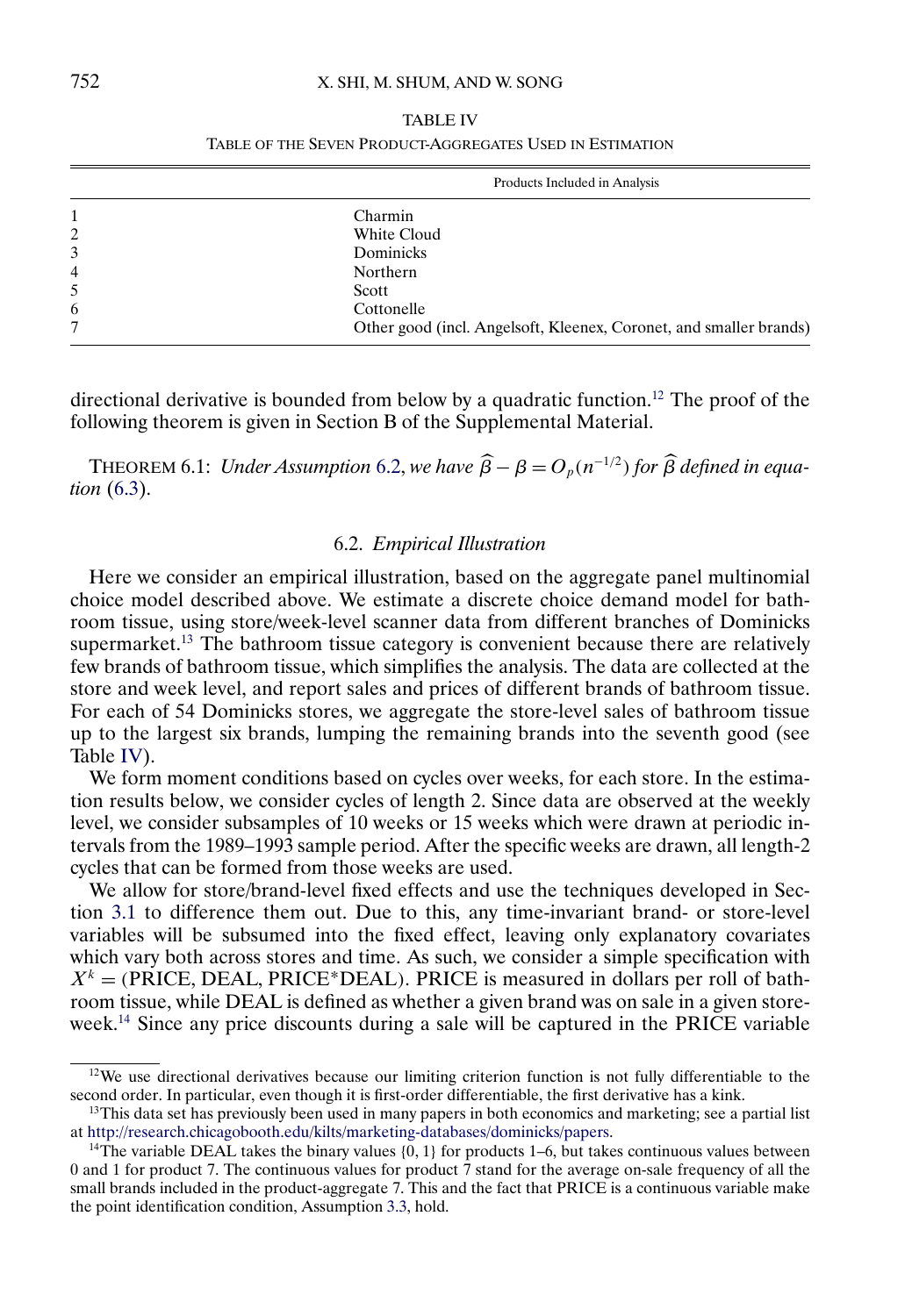TABLE IV

TABLE OF THE SEVEN PRODUCT-AGGREGATES USED IN ESTIMATION

| | Products Included in Analysis |
|---|---|
| 1 | Charmin |
| 2 | White Cloud |
| 3 | Dominicks |
| 4 | Northern |
| 5 | Scott |
| 6 | Cottonelle |
| 7 | Other good (incl. Angelsoft, Kleenex, Coronet, and smaller brands) |

directional derivative is bounded from below by a quadratic function.[12] The proof of the following theorem is given in Section B of the Supplemental Material.

THEOREM 6.1: *Under Assumption 6.2, we have* $\widehat{\beta} - \beta = O_p(n^{-1/2})$ *for* $\widehat{\beta}$ *defined in equation* (6.3).

### 6.2. *Empirical Illustration*

Here we consider an empirical illustration, based on the aggregate panel multinomial choice model described above. We estimate a discrete choice demand model for bathroom tissue, using store/week-level scanner data from different branches of Dominicks supermarket.[13] The bathroom tissue category is convenient because there are relatively few brands of bathroom tissue, which simplifies the analysis. The data are collected at the store and week level, and report sales and prices of different brands of bathroom tissue. For each of 54 Dominicks stores, we aggregate the store-level sales of bathroom tissue up to the largest six brands, lumping the remaining brands into the seventh good (see Table IV).

We form moment conditions based on cycles over weeks, for each store. In the estimation results below, we consider cycles of length 2. Since data are observed at the weekly level, we consider subsamples of 10 weeks or 15 weeks which were drawn at periodic intervals from the 1989–1993 sample period. After the specific weeks are drawn, all length-2 cycles that can be formed from those weeks are used.

We allow for store/brand-level fixed effects and use the techniques developed in Section 3.1 to difference them out. Due to this, any time-invariant brand- or store-level variables will be subsumed into the fixed effect, leaving only explanatory covariates which vary both across stores and time. As such, we consider a simple specification with $X^k = (\text{PRICE}, \text{DEAL}, \text{PRICE}*\text{DEAL})$. PRICE is measured in dollars per roll of bathroom tissue, while DEAL is defined as whether a given brand was on sale in a given store-week.[14] Since any price discounts during a sale will be captured in the PRICE variable

---

[12] We use directional derivatives because our limiting criterion function is not fully differentiable to the second order. In particular, even though it is first-order differentiable, the first derivative has a kink.

[13] This data set has previously been used in many papers in both economics and marketing; see a partial list at http://research.chicagobooth.edu/kilts/marketing-databases/dominicks/papers.

[14] The variable DEAL takes the binary values $\{0, 1\}$ for products 1–6, but takes continuous values between 0 and 1 for product 7. The continuous values for product 7 stand for the average on-sale frequency of all the small brands included in the product-aggregate 7. This and the fact that PRICE is a continuous variable make the point identification condition, Assumption 3.3, hold.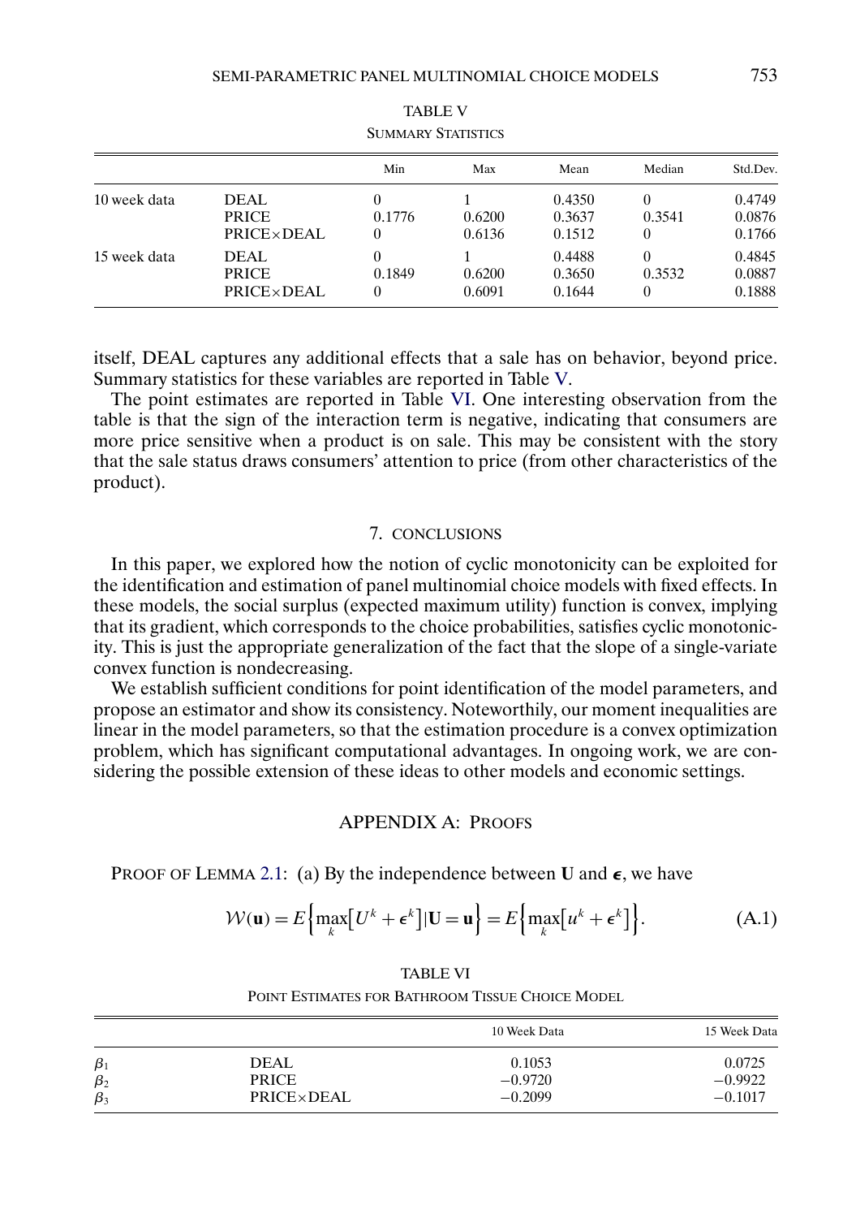TABLE V

SUMMARY STATISTICS

| | | Min | Max | Mean | Median | Std.Dev. |
|---|---|---|---|---|---|---|
| 10 week data | DEAL | 0 | 1 | 0.4350 | 0 | 0.4749 |
| | PRICE | 0.1776 | 0.6200 | 0.3637 | 0.3541 | 0.0876 |
| | PRICE×DEAL | 0 | 0.6136 | 0.1512 | 0 | 0.1766 |
| 15 week data | DEAL | 0 | 1 | 0.4488 | 0 | 0.4845 |
| | PRICE | 0.1849 | 0.6200 | 0.3650 | 0.3532 | 0.0887 |
| | PRICE×DEAL | 0 | 0.6091 | 0.1644 | 0 | 0.1888 |

itself, DEAL captures any additional effects that a sale has on behavior, beyond price. Summary statistics for these variables are reported in Table V.

The point estimates are reported in Table VI. One interesting observation from the table is that the sign of the interaction term is negative, indicating that consumers are more price sensitive when a product is on sale. This may be consistent with the story that the sale status draws consumers' attention to price (from other characteristics of the product).

## 7. CONCLUSIONS

In this paper, we explored how the notion of cyclic monotonicity can be exploited for the identification and estimation of panel multinomial choice models with fixed effects. In these models, the social surplus (expected maximum utility) function is convex, implying that its gradient, which corresponds to the choice probabilities, satisfies cyclic monotonicity. This is just the appropriate generalization of the fact that the slope of a single-variate convex function is nondecreasing.

We establish sufficient conditions for point identification of the model parameters, and propose an estimator and show its consistency. Noteworthily, our moment inequalities are linear in the model parameters, so that the estimation procedure is a convex optimization problem, which has significant computational advantages. In ongoing work, we are considering the possible extension of these ideas to other models and economic settings.

## APPENDIX A: PROOFS

PROOF OF LEMMA 2.1: (a) By the independence between $\mathbf{U}$ and $\boldsymbol{\epsilon}$, we have

$$\mathcal{W}(\mathbf{u}) = E\Big\{\max_k\big[U^k + \epsilon^k\big]|\mathbf{U} = \mathbf{u}\Big\} = E\Big\{\max_k\big[u^k + \epsilon^k\big]\Big\}. \tag{A.1}$$

TABLE VI

POINT ESTIMATES FOR BATHROOM TISSUE CHOICE MODEL

| | | 10 Week Data | 15 Week Data |
|---|---|---|---|
| $\beta_1$ | DEAL | 0.1053 | 0.0725 |
| $\beta_2$ | PRICE | −0.9720 | −0.9922 |
| $\beta_3$ | PRICE×DEAL | −0.2099 | −0.1017 |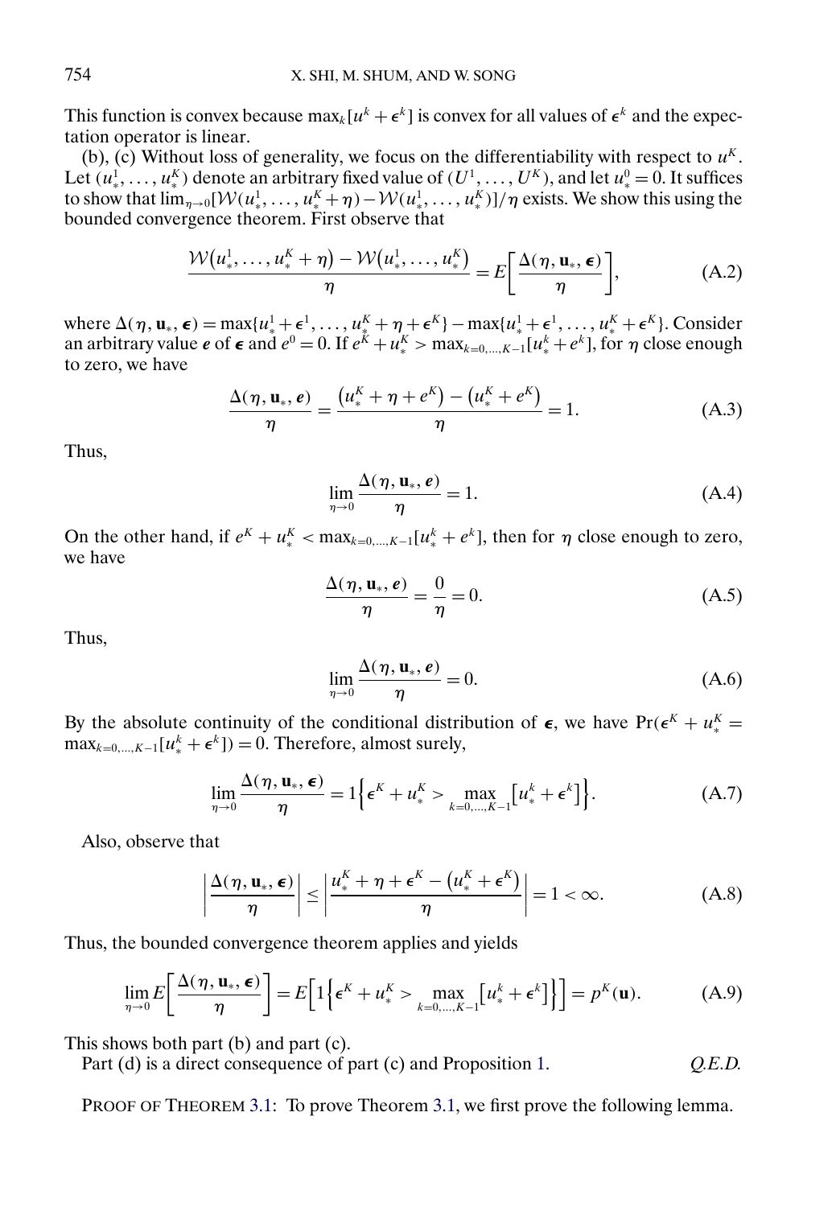This function is convex because $\max_k[u^k + \epsilon^k]$ is convex for all values of $\epsilon^k$ and the expectation operator is linear.

(b), (c) Without loss of generality, we focus on the differentiability with respect to $u^K$. Let $(u^1_*, \dots, u^K_*)$ denote an arbitrary fixed value of $(U^1, \dots, U^K)$, and let $u^0_* = 0$. It suffices to show that $\lim_{\eta \to 0}[\mathcal{W}(u^1_*, \dots, u^K_* + \eta) - \mathcal{W}(u^1_*, \dots, u^K_*)]/\eta$ exists. We show this using the bounded convergence theorem. First observe that

$$\frac{\mathcal{W}(u^1_*, \dots, u^K_* + \eta) - \mathcal{W}(u^1_*, \dots, u^K_*)}{\eta} = E\left[\frac{\Delta(\eta, \mathbf{u}_*, \boldsymbol{\epsilon})}{\eta}\right], \tag{A.2}$$

where $\Delta(\eta, \mathbf{u}_*, \boldsymbol{\epsilon}) = \max\{u^1_* + \epsilon^1, \dots, u^K_* + \eta + \epsilon^K\} - \max\{u^1_* + \epsilon^1, \dots, u^K_* + \epsilon^K\}$. Consider an arbitrary value $\boldsymbol{e}$ of $\boldsymbol{\epsilon}$ and $e^0 = 0$. If $e^K + u^K_* > \max_{k=0,\dots,K-1}[u^k_* + e^k]$, for $\eta$ close enough to zero, we have

$$\frac{\Delta(\eta, \mathbf{u}_*, \boldsymbol{e})}{\eta} = \frac{(u^K_* + \eta + e^K) - (u^K_* + e^K)}{\eta} = 1. \tag{A.3}$$

Thus,

$$\lim_{\eta \to 0} \frac{\Delta(\eta, \mathbf{u}_*, \boldsymbol{e})}{\eta} = 1. \tag{A.4}$$

On the other hand, if $e^K + u^K_* < \max_{k=0,\dots,K-1}[u^k_* + e^k]$, then for $\eta$ close enough to zero, we have

$$\frac{\Delta(\eta, \mathbf{u}_*, \boldsymbol{e})}{\eta} = \frac{0}{\eta} = 0. \tag{A.5}$$

Thus,

$$\lim_{\eta \to 0} \frac{\Delta(\eta, \mathbf{u}_*, \boldsymbol{e})}{\eta} = 0. \tag{A.6}$$

By the absolute continuity of the conditional distribution of $\boldsymbol{\epsilon}$, we have $\Pr(\epsilon^K + u^K_* = \max_{k=0,\dots,K-1}[u^k_* + \epsilon^k]) = 0$. Therefore, almost surely,

$$\lim_{\eta \to 0} \frac{\Delta(\eta, \mathbf{u}_*, \boldsymbol{\epsilon})}{\eta} = 1\left\{\epsilon^K + u^K_* > \max_{k=0,\dots,K-1}\left[u^k_* + \epsilon^k\right]\right\}. \tag{A.7}$$

Also, observe that

$$\left|\frac{\Delta(\eta, \mathbf{u}_*, \boldsymbol{\epsilon})}{\eta}\right| \le \left|\frac{u^K_* + \eta + \epsilon^K - (u^K_* + \epsilon^K)}{\eta}\right| = 1 < \infty. \tag{A.8}$$

Thus, the bounded convergence theorem applies and yields

$$\lim_{\eta \to 0} E\left[\frac{\Delta(\eta, \mathbf{u}_*, \boldsymbol{\epsilon})}{\eta}\right] = E\left[1\left\{\epsilon^K + u^K_* > \max_{k=0,\dots,K-1}\left[u^k_* + \epsilon^k\right]\right\}\right] = p^K(\mathbf{u}). \tag{A.9}$$

This shows both part (b) and part (c).

Part (d) is a direct consequence of part (c) and Proposition 1. *Q.E.D.*

PROOF OF THEOREM 3.1: To prove Theorem 3.1, we first prove the following lemma.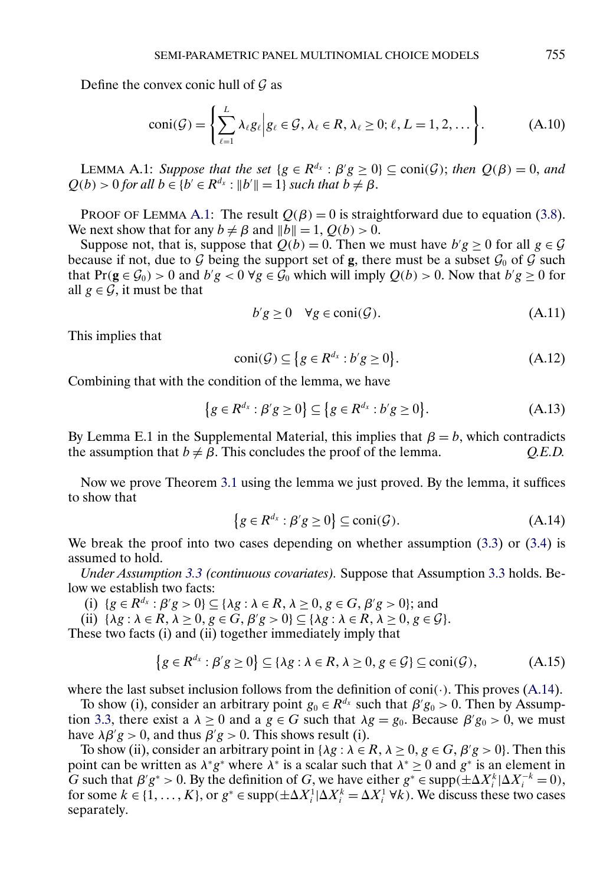Define the convex conic hull of $\mathcal{G}$ as

$$\text{coni}(\mathcal{G}) = \left\{ \sum_{\ell=1}^{L} \lambda_\ell g_\ell \,\middle|\, g_\ell \in \mathcal{G}, \lambda_\ell \in R, \lambda_\ell \geq 0; \ell, L = 1, 2, \dots \right\}. \tag{A.10}$$

LEMMA A.1: *Suppose that the set* $\{g \in R^{d_x} : \beta' g \geq 0\} \subseteq \text{coni}(\mathcal{G})$; *then* $Q(\beta) = 0$, *and* $Q(b) > 0$ *for all* $b \in \{b' \in R^{d_x} : \|b'\| = 1\}$ *such that* $b \neq \beta$.

PROOF OF LEMMA A.1: The result $Q(\beta) = 0$ is straightforward due to equation (3.8). We next show that for any $b \neq \beta$ and $\|b\| = 1$, $Q(b) > 0$.

Suppose not, that is, suppose that $Q(b) = 0$. Then we must have $b'g \geq 0$ for all $g \in \mathcal{G}$ because if not, due to $\mathcal{G}$ being the support set of $\mathbf{g}$, there must be a subset $\mathcal{G}_0$ of $\mathcal{G}$ such that $\Pr(\mathbf{g} \in \mathcal{G}_0) > 0$ and $b'g < 0 \; \forall g \in \mathcal{G}_0$ which will imply $Q(b) > 0$. Now that $b'g \geq 0$ for all $g \in \mathcal{G}$, it must be that

$$b'g \geq 0 \quad \forall g \in \text{coni}(\mathcal{G}). \tag{A.11}$$

This implies that

$$\text{coni}(\mathcal{G}) \subseteq \{g \in R^{d_x} : b'g \geq 0\}. \tag{A.12}$$

Combining that with the condition of the lemma, we have

$$\{g \in R^{d_x} : \beta' g \geq 0\} \subseteq \{g \in R^{d_x} : b'g \geq 0\}. \tag{A.13}$$

By Lemma E.1 in the Supplemental Material, this implies that $\beta = b$, which contradicts the assumption that $b \neq \beta$. This concludes the proof of the lemma. *Q.E.D.*

Now we prove Theorem 3.1 using the lemma we just proved. By the lemma, it suffices to show that

$$\{g \in R^{d_x} : \beta' g \geq 0\} \subseteq \text{coni}(\mathcal{G}). \tag{A.14}$$

We break the proof into two cases depending on whether assumption (3.3) or (3.4) is assumed to hold.

*Under Assumption 3.3 (continuous covariates).* Suppose that Assumption 3.3 holds. Below we establish two facts:

(i) $\{g \in R^{d_x} : \beta' g > 0\} \subseteq \{\lambda g : \lambda \in R, \lambda \geq 0, g \in G, \beta' g > 0\}$; and

(ii) $\{\lambda g : \lambda \in R, \lambda \geq 0, g \in G, \beta' g > 0\} \subseteq \{\lambda g : \lambda \in R, \lambda \geq 0, g \in \mathcal{G}\}$.

These two facts (i) and (ii) together immediately imply that

$$\{g \in R^{d_x} : \beta' g \geq 0\} \subseteq \{\lambda g : \lambda \in R, \lambda \geq 0, g \in \mathcal{G}\} \subseteq \text{coni}(\mathcal{G}), \tag{A.15}$$

where the last subset inclusion follows from the definition of $\text{coni}(\cdot)$. This proves (A.14).

To show (i), consider an arbitrary point $g_0 \in R^{d_x}$ such that $\beta' g_0 > 0$. Then by Assumption 3.3, there exist a $\lambda \geq 0$ and a $g \in G$ such that $\lambda g = g_0$. Because $\beta' g_0 > 0$, we must have $\lambda \beta' g > 0$, and thus $\beta' g > 0$. This shows result (i).

To show (ii), consider an arbitrary point in $\{\lambda g : \lambda \in R, \lambda \geq 0, g \in G, \beta' g > 0\}$. Then this point can be written as $\lambda^* g^*$ where $\lambda^*$ is a scalar such that $\lambda^* \geq 0$ and $g^*$ is an element in $G$ such that $\beta' g^* > 0$. By the definition of $G$, we have either $g^* \in \text{supp}(\pm \Delta X_i^k | \Delta X_i^{-k} = 0)$, for some $k \in \{1, \dots, K\}$, or $g^* \in \text{supp}(\pm \Delta X_i^1 | \Delta X_i^k = \Delta X_i^1 \; \forall k)$. We discuss these two cases separately.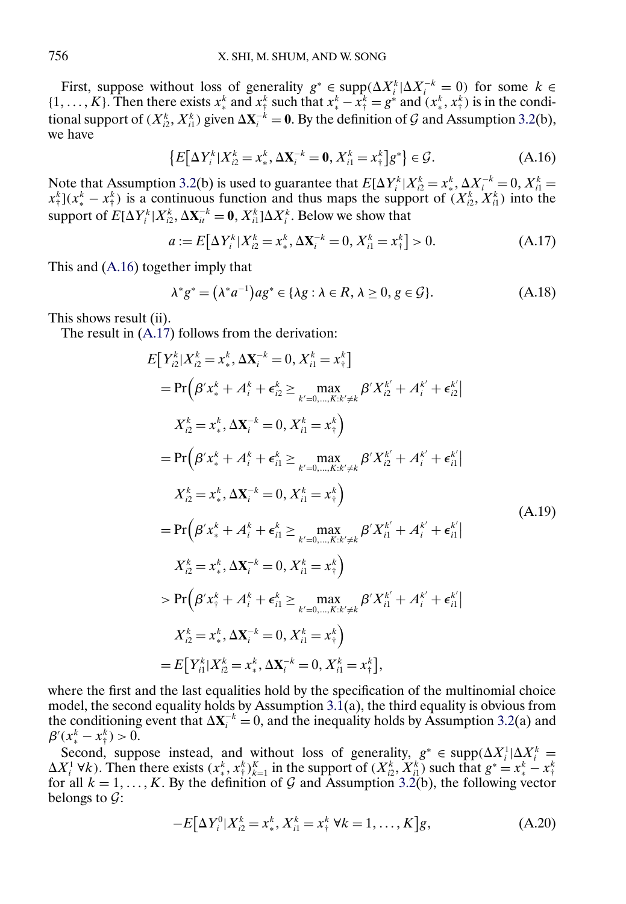First, suppose without loss of generality $g^* \in \text{supp}(\Delta X_i^k | \Delta X_i^{-k} = 0)$ for some $k \in \{1, \dots, K\}$. Then there exists $x_*^k$ and $x_\dagger^k$ such that $x_*^k - x_\dagger^k = g^*$ and $(x_*^k, x_\dagger^k)$ is in the conditional support of $(X_{i2}^k, X_{i1}^k)$ given $\Delta \mathbf{X}_i^{-k} = \mathbf{0}$. By the definition of $\mathcal{G}$ and Assumption 3.2(b), we have

$$\left\{E\left[\Delta Y_i^k | X_{i2}^k = x_*^k, \Delta \mathbf{X}_i^{-k} = \mathbf{0}, X_{i1}^k = x_\dagger^k\right] g^*\right\} \in \mathcal{G}. \tag{A.16}$$

Note that Assumption 3.2(b) is used to guarantee that $E[\Delta Y_i^k | X_{i2}^k = x_*^k, \Delta X_i^{-k} = 0, X_{i1}^k = x_\dagger^k](x_*^k - x_\dagger^k)$ is a continuous function and thus maps the support of $(X_{i2}^k, X_{i1}^k)$ into the support of $E[\Delta Y_i^k | X_{i2}^k, \Delta \mathbf{X}_{it}^{-k} = \mathbf{0}, X_{i1}^k] \Delta X_i^k$. Below we show that

$$a := E\left[\Delta Y_i^k | X_{i2}^k = x_*^k, \Delta \mathbf{X}_i^{-k} = 0, X_{i1}^k = x_\dagger^k\right] > 0. \tag{A.17}$$

This and (A.16) together imply that

$$\lambda^* g^* = \left(\lambda^* a^{-1}\right) a g^* \in \{\lambda g : \lambda \in R, \lambda \geq 0, g \in \mathcal{G}\}. \tag{A.18}$$

This shows result (ii).

The result in (A.17) follows from the derivation:

$$\begin{aligned}
&E\left[Y_{i2}^k | X_{i2}^k = x_*^k, \Delta \mathbf{X}_i^{-k} = 0, X_{i1}^k = x_\dagger^k\right] \\
&= \Pr\Big(\beta' x_*^k + A_i^k + \epsilon_{i2}^k \geq \max_{k'=0,\dots,K: k' \neq k} \beta' X_{i2}^{k'} + A_i^{k'} + \epsilon_{i2}^{k'} \Big| \\
&\qquad X_{i2}^k = x_*^k, \Delta \mathbf{X}_i^{-k} = 0, X_{i1}^k = x_\dagger^k\Big) \\
&= \Pr\Big(\beta' x_*^k + A_i^k + \epsilon_{i1}^k \geq \max_{k'=0,\dots,K: k' \neq k} \beta' X_{i2}^{k'} + A_i^{k'} + \epsilon_{i1}^{k'} \Big| \\
&\qquad X_{i2}^k = x_*^k, \Delta \mathbf{X}_i^{-k} = 0, X_{i1}^k = x_\dagger^k\Big) \\
&= \Pr\Big(\beta' x_*^k + A_i^k + \epsilon_{i1}^k \geq \max_{k'=0,\dots,K: k' \neq k} \beta' X_{i1}^{k'} + A_i^{k'} + \epsilon_{i1}^{k'} \Big| \\
&\qquad X_{i2}^k = x_*^k, \Delta \mathbf{X}_i^{-k} = 0, X_{i1}^k = x_\dagger^k\Big) \\
&> \Pr\Big(\beta' x_\dagger^k + A_i^k + \epsilon_{i1}^k \geq \max_{k'=0,\dots,K: k' \neq k} \beta' X_{i1}^{k'} + A_i^{k'} + \epsilon_{i1}^{k'} \Big| \\
&\qquad X_{i2}^k = x_*^k, \Delta \mathbf{X}_i^{-k} = 0, X_{i1}^k = x_\dagger^k\Big) \\
&= E\left[Y_{i1}^k | X_{i2}^k = x_*^k, \Delta \mathbf{X}_i^{-k} = 0, X_{i1}^k = x_\dagger^k\right],
\end{aligned} \tag{A.19}$$

where the first and the last equalities hold by the specification of the multinomial choice model, the second equality holds by Assumption 3.1(a), the third equality is obvious from the conditioning event that $\Delta \mathbf{X}_i^{-k} = 0$, and the inequality holds by Assumption 3.2(a) and $\beta'(x_*^k - x_\dagger^k) > 0$.

Second, suppose instead, and without loss of generality, $g^* \in \text{supp}(\Delta X_i^1 | \Delta X_i^k = \Delta X_i^1 \; \forall k)$. Then there exists $(x_*^k, x_\dagger^k)_{k=1}^K$ in the support of $(X_{i2}^k, X_{i1}^k)$ such that $g^* = x_*^k - x_\dagger^k$ for all $k = 1, \dots, K$. By the definition of $\mathcal{G}$ and Assumption 3.2(b), the following vector belongs to $\mathcal{G}$:

$$-E\left[\Delta Y_i^0 | X_{i2}^k = x_*^k, X_{i1}^k = x_\dagger^k \; \forall k = 1, \dots, K\right] g, \tag{A.20}$$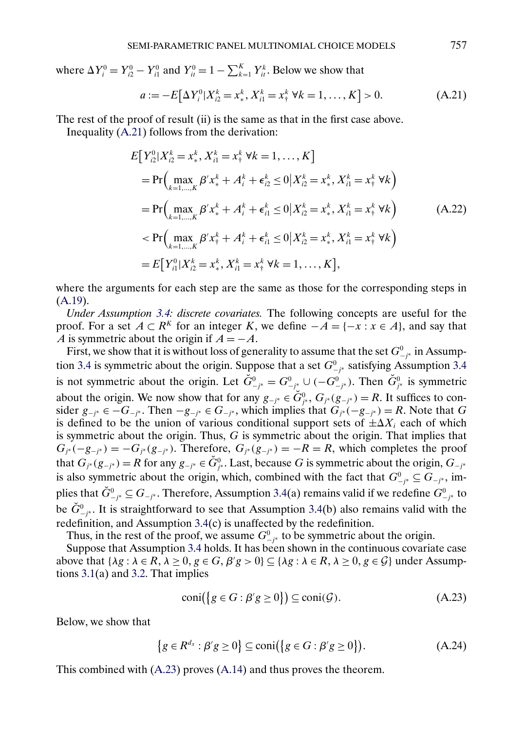where $\Delta Y_i^0 = Y_{i2}^0 - Y_{i1}^0$ and $Y_{it}^0 = 1 - \sum_{k=1}^K Y_{it}^k$. Below we show that

$$a := -E\left[\Delta Y_i^0 | X_{i2}^k = x_*^k, X_{i1}^k = x_\dagger^k \ \forall k = 1, \dots, K\right] > 0. \tag{A.21}$$

The rest of the proof of result (ii) is the same as that in the first case above.

Inequality (A.21) follows from the derivation:

$$\begin{aligned}
&E\left[Y_{i2}^0 | X_{i2}^k = x_*^k, X_{i1}^k = x_\dagger^k \ \forall k = 1, \dots, K\right] \\
&= \Pr\Big(\max_{k=1,\dots,K} \beta' x_*^k + A_i^k + \epsilon_{i2}^k \le 0 \big| X_{i2}^k = x_*^k, X_{i1}^k = x_\dagger^k \ \forall k\Big) \\
&= \Pr\Big(\max_{k=1,\dots,K} \beta' x_*^k + A_i^k + \epsilon_{i1}^k \le 0 \big| X_{i2}^k = x_*^k, X_{i1}^k = x_\dagger^k \ \forall k\Big) \\
&< \Pr\Big(\max_{k=1,\dots,K} \beta' x_\dagger^k + A_i^k + \epsilon_{i1}^k \le 0 \big| X_{i2}^k = x_*^k, X_{i1}^k = x_\dagger^k \ \forall k\Big) \\
&= E\left[Y_{i1}^0 | X_{i2}^k = x_*^k, X_{i1}^k = x_\dagger^k \ \forall k = 1, \dots, K\right],
\end{aligned} \tag{A.22}$$

where the arguments for each step are the same as those for the corresponding steps in (A.19).

*Under Assumption 3.4: discrete covariates.* The following concepts are useful for the proof. For a set $A \subset R^K$ for an integer $K$, we define $-A = \{-x : x \in A\}$, and say that $A$ is symmetric about the origin if $A = -A$.

First, we show that it is without loss of generality to assume that the set $G_{-j^*}^0$ in Assumption 3.4 is symmetric about the origin. Suppose that a set $G_{-j^*}^0$ satisfying Assumption 3.4 is not symmetric about the origin. Let $\breve{G}_{-j^*}^0 = G_{-j^*}^0 \cup (-G_{-j^*}^0)$. Then $\breve{G}_{j^*}^0$ is symmetric about the origin. We now show that for any $g_{-j^*} \in \breve{G}_{j^*}^0$, $G_{j^*}(g_{-j^*}) = R$. It suffices to consider $g_{-j^*} \in -G_{-j^*}$. Then $-g_{-j^*} \in G_{-j^*}$, which implies that $G_{j^*}(-g_{-j^*}) = R$. Note that $G$ is defined to be the union of various conditional support sets of $\pm\Delta X_i$ each of which is symmetric about the origin. Thus, $G$ is symmetric about the origin. That implies that $G_{j^*}(-g_{-j^*}) = -G_{j^*}(g_{-j^*})$. Therefore, $G_{j^*}(g_{-j^*}) = -R = R$, which completes the proof that $G_{j^*}(g_{-j^*}) = R$ for any $g_{-j^*} \in \breve{G}_{j^*}^0$. Last, because $G$ is symmetric about the origin, $G_{-j^*}$ is also symmetric about the origin, which, combined with the fact that $G_{-j^*}^0 \subseteq G_{-j^*}$, implies that $\breve{G}_{-j^*}^0 \subseteq G_{-j^*}$. Therefore, Assumption 3.4(a) remains valid if we redefine $G_{-j^*}^0$ to be $\breve{G}_{-j^*}^0$. It is straightforward to see that Assumption 3.4(b) also remains valid with the redefinition, and Assumption 3.4(c) is unaffected by the redefinition.

Thus, in the rest of the proof, we assume $G_{-j^*}^0$ to be symmetric about the origin.

Suppose that Assumption 3.4 holds. It has been shown in the continuous covariate case above that $\{\lambda g : \lambda \in R, \lambda \ge 0, g \in G, \beta' g > 0\} \subseteq \{\lambda g : \lambda \in R, \lambda \ge 0, g \in \mathcal{G}\}$ under Assumptions 3.1(a) and 3.2. That implies

$$\text{coni}\big(\{g \in G : \beta' g \ge 0\}\big) \subseteq \text{coni}(\mathcal{G}). \tag{A.23}$$

Below, we show that

$$\{g \in R^{d_x} : \beta' g \ge 0\} \subseteq \text{coni}\big(\{g \in G : \beta' g \ge 0\}\big). \tag{A.24}$$

This combined with (A.23) proves (A.14) and thus proves the theorem.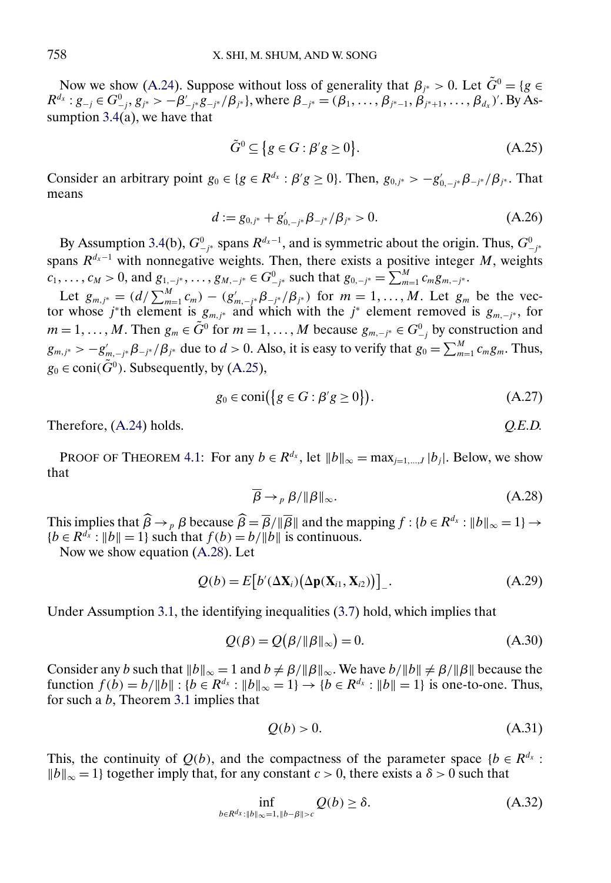Now we show (A.24). Suppose without loss of generality that $\beta_{j^*} > 0$. Let $\tilde{G}^0 = \{g \in R^{d_x} : g_{-j} \in G^0_{-j}, g_{j^*} > -\beta'_{-j^*} g_{-j^*}/\beta_{j^*}\}$, where $\beta_{-j^*} = (\beta_1, \ldots, \beta_{j^*-1}, \beta_{j^*+1}, \ldots, \beta_{d_x})'$. By Assumption 3.4(a), we have that

$$\tilde{G}^0 \subseteq \{g \in G : \beta' g \geq 0\}. \tag{A.25}$$

Consider an arbitrary point $g_0 \in \{g \in R^{d_x} : \beta' g \geq 0\}$. Then, $g_{0,j^*} > -g'_{0,-j^*}\beta_{-j^*}/\beta_{j^*}$. That means

$$d := g_{0,j^*} + g'_{0,-j^*}\beta_{-j^*}/\beta_{j^*} > 0. \tag{A.26}$$

By Assumption 3.4(b), $G^0_{-j^*}$ spans $R^{d_x-1}$, and is symmetric about the origin. Thus, $G^0_{-j^*}$ spans $R^{d_x-1}$ with nonnegative weights. Then, there exists a positive integer $M$, weights $c_1, \ldots, c_M > 0$, and $g_{1,-j^*}, \ldots, g_{M,-j^*} \in G^0_{-j^*}$ such that $g_{0,-j^*} = \sum_{m=1}^M c_m g_{m,-j^*}$.

Let $g_{m,j^*} = (d/\sum_{m=1}^M c_m) - (g'_{m,-j^*}\beta_{-j^*}/\beta_{j^*})$ for $m = 1, \ldots, M$. Let $g_m$ be the vector whose $j^*$th element is $g_{m,j^*}$ and which with the $j^*$ element removed is $g_{m,-j^*}$, for $m = 1, \ldots, M$. Then $g_m \in \tilde{G}^0$ for $m = 1, \ldots, M$ because $g_{m,-j^*} \in G^0_{-j}$ by construction and $g_{m,j^*} > -g'_{m,-j^*}\beta_{-j^*}/\beta_{j^*}$ due to $d > 0$. Also, it is easy to verify that $g_0 = \sum_{m=1}^M c_m g_m$. Thus, $g_0 \in \text{coni}(\tilde{G}^0)$. Subsequently, by (A.25),

$$g_0 \in \text{coni}\big(\{g \in G : \beta' g \geq 0\}\big). \tag{A.27}$$

Therefore, (A.24) holds. *Q.E.D.*

PROOF OF THEOREM 4.1: For any $b \in R^{d_x}$, let $\|b\|_\infty = \max_{j=1,\ldots,J} |b_j|$. Below, we show that

$$\overline{\beta} \to_p \beta/\|\beta\|_\infty. \tag{A.28}$$

This implies that $\widehat{\beta} \to_p \beta$ because $\widehat{\beta} = \overline{\beta}/\|\overline{\beta}\|$ and the mapping $f : \{b \in R^{d_x} : \|b\|_\infty = 1\} \to \{b \in R^{d_x} : \|b\| = 1\}$ such that $f(b) = b/\|b\|$ is continuous.

Now we show equation (A.28). Let

$$Q(b) = E\big[b'(\Delta \mathbf{X}_i)\big(\Delta \mathbf{p}(\mathbf{X}_{i1}, \mathbf{X}_{i2})\big)\big]_-. \tag{A.29}$$

Under Assumption 3.1, the identifying inequalities (3.7) hold, which implies that

$$Q(\beta) = Q\big(\beta/\|\beta\|_\infty\big) = 0. \tag{A.30}$$

Consider any $b$ such that $\|b\|_\infty = 1$ and $b \neq \beta/\|\beta\|_\infty$. We have $b/\|b\| \neq \beta/\|\beta\|$ because the function $f(b) = b/\|b\| : \{b \in R^{d_x} : \|b\|_\infty = 1\} \to \{b \in R^{d_x} : \|b\| = 1\}$ is one-to-one. Thus, for such a $b$, Theorem 3.1 implies that

$$Q(b) > 0. \tag{A.31}$$

This, the continuity of $Q(b)$, and the compactness of the parameter space $\{b \in R^{d_x} : \|b\|_\infty = 1\}$ together imply that, for any constant $c > 0$, there exists a $\delta > 0$ such that

$$\inf_{b \in R^{d_x} : \|b\|_\infty = 1, \|b - \beta\| > c} Q(b) \geq \delta. \tag{A.32}$$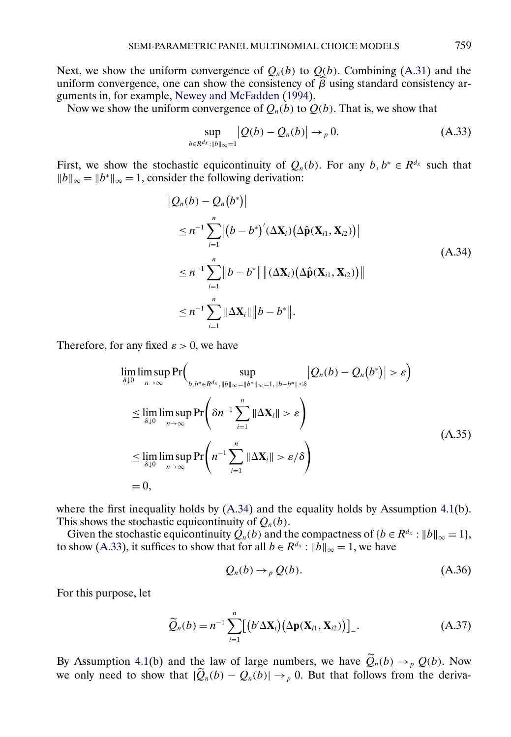Next, we show the uniform convergence of $Q_n(b)$ to $Q(b)$. Combining (A.31) and the uniform convergence, one can show the consistency of $\widehat{\beta}$ using standard consistency arguments in, for example, Newey and McFadden (1994).

Now we show the uniform convergence of $Q_n(b)$ to $Q(b)$. That is, we show that

$$\sup_{b \in R^{d_x}:\|b\|_\infty=1} \left|Q(b) - Q_n(b)\right| \to_p 0. \tag{A.33}$$

First, we show the stochastic equicontinuity of $Q_n(b)$. For any $b, b^* \in R^{d_x}$ such that $\|b\|_\infty = \|b^*\|_\infty = 1$, consider the following derivation:

$$\begin{aligned}
&\left|Q_n(b) - Q_n(b^*)\right| \\
&\quad \le n^{-1} \sum_{i=1}^n \left|(b - b^*)'(\Delta \mathbf{X}_i)\big(\Delta \hat{\mathbf{p}}(\mathbf{X}_{i1}, \mathbf{X}_{i2})\big)\right| \\
&\quad \le n^{-1} \sum_{i=1}^n \left\|b - b^*\right\| \left\|(\Delta \mathbf{X}_i)\big(\Delta \hat{\mathbf{p}}(\mathbf{X}_{i1}, \mathbf{X}_{i2})\big)\right\| \\
&\quad \le n^{-1} \sum_{i=1}^n \|\Delta \mathbf{X}_i\| \left\|b - b^*\right\|.
\end{aligned} \tag{A.34}$$

Therefore, for any fixed $\varepsilon > 0$, we have

$$\begin{aligned}
&\lim_{\delta \downarrow 0} \limsup_{n \to \infty} \Pr\Big(\sup_{b, b^* \in R^{d_x}, \|b\|_\infty = \|b^*\|_\infty = 1, \|b - b^*\| \le \delta} \left|Q_n(b) - Q_n(b^*)\right| > \varepsilon\Big) \\
&\quad \le \lim_{\delta \downarrow 0} \limsup_{n \to \infty} \Pr\left(\delta n^{-1} \sum_{i=1}^n \|\Delta \mathbf{X}_i\| > \varepsilon\right) \\
&\quad \le \lim_{\delta \downarrow 0} \limsup_{n \to \infty} \Pr\left(n^{-1} \sum_{i=1}^n \|\Delta \mathbf{X}_i\| > \varepsilon / \delta\right) \\
&\quad = 0,
\end{aligned} \tag{A.35}$$

where the first inequality holds by (A.34) and the equality holds by Assumption 4.1(b). This shows the stochastic equicontinuity of $Q_n(b)$.

Given the stochastic equicontinuity $Q_n(b)$ and the compactness of $\{b \in R^{d_x} : \|b\|_\infty = 1\}$, to show (A.33), it suffices to show that for all $b \in R^{d_x} : \|b\|_\infty = 1$, we have

$$Q_n(b) \to_p Q(b). \tag{A.36}$$

For this purpose, let

$$\widetilde{Q}_n(b) = n^{-1} \sum_{i=1}^n \big[(b' \Delta \mathbf{X}_i)\big(\Delta \mathbf{p}(\mathbf{X}_{i1}, \mathbf{X}_{i2})\big)\big]_-. \tag{A.37}$$

By Assumption 4.1(b) and the law of large numbers, we have $\widetilde{Q}_n(b) \to_p Q(b)$. Now we only need to show that $|\widetilde{Q}_n(b) - Q_n(b)| \to_p 0$. But that follows from the deriva-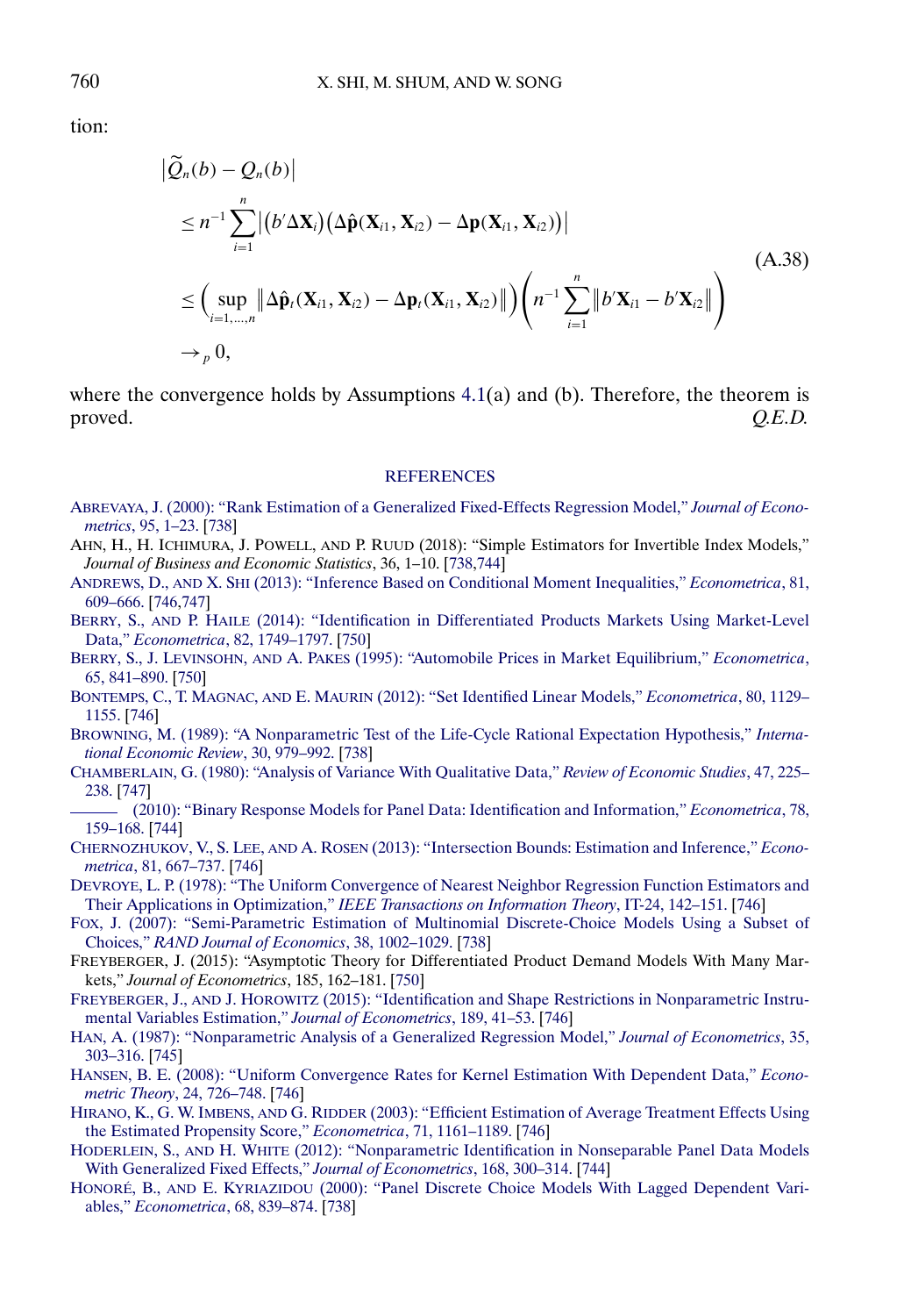tion:

$$
\begin{aligned}
&\left|\widetilde{Q}_n(b) - Q_n(b)\right| \\
&\leq n^{-1}\sum_{i=1}^{n}\left|\left(b'\Delta\mathbf{X}_i\right)\left(\Delta\hat{\mathbf{p}}(\mathbf{X}_{i1},\mathbf{X}_{i2}) - \Delta\mathbf{p}(\mathbf{X}_{i1},\mathbf{X}_{i2})\right)\right| \\
&\leq \Big(\sup_{i=1,\ldots,n}\left\|\Delta\hat{\mathbf{p}}_t(\mathbf{X}_{i1},\mathbf{X}_{i2}) - \Delta\mathbf{p}_t(\mathbf{X}_{i1},\mathbf{X}_{i2})\right\|\Big)\left(n^{-1}\sum_{i=1}^{n}\left\|b'\mathbf{X}_{i1} - b'\mathbf{X}_{i2}\right\|\right) \\
&\to_p 0,
\end{aligned}
\tag{A.38}
$$

where the convergence holds by Assumptions 4.1(a) and (b). Therefore, the theorem is proved. *Q.E.D.*

## REFERENCES

ABREVAYA, J. (2000): "Rank Estimation of a Generalized Fixed-Effects Regression Model," *Journal of Econometrics*, 95, 1–23. [738]

AHN, H., H. ICHIMURA, J. POWELL, AND P. RUUD (2018): "Simple Estimators for Invertible Index Models," *Journal of Business and Economic Statistics*, 36, 1–10. [738,744]

ANDREWS, D., AND X. SHI (2013): "Inference Based on Conditional Moment Inequalities," *Econometrica*, 81, 609–666. [746,747]

BERRY, S., AND P. HAILE (2014): "Identification in Differentiated Products Markets Using Market-Level Data," *Econometrica*, 82, 1749–1797. [750]

BERRY, S., J. LEVINSOHN, AND A. PAKES (1995): "Automobile Prices in Market Equilibrium," *Econometrica*, 65, 841–890. [750]

BONTEMPS, C., T. MAGNAC, AND E. MAURIN (2012): "Set Identified Linear Models," *Econometrica*, 80, 1129–1155. [746]

BROWNING, M. (1989): "A Nonparametric Test of the Life-Cycle Rational Expectation Hypothesis," *International Economic Review*, 30, 979–992. [738]

CHAMBERLAIN, G. (1980): "Analysis of Variance With Qualitative Data," *Review of Economic Studies*, 47, 225–238. [747]

——— (2010): "Binary Response Models for Panel Data: Identification and Information," *Econometrica*, 78, 159–168. [744]

CHERNOZHUKOV, V., S. LEE, AND A. ROSEN (2013): "Intersection Bounds: Estimation and Inference," *Econometrica*, 81, 667–737. [746]

DEVROYE, L. P. (1978): "The Uniform Convergence of Nearest Neighbor Regression Function Estimators and Their Applications in Optimization," *IEEE Transactions on Information Theory*, IT-24, 142–151. [746]

FOX, J. (2007): "Semi-Parametric Estimation of Multinomial Discrete-Choice Models Using a Subset of Choices," *RAND Journal of Economics*, 38, 1002–1029. [738]

FREYBERGER, J. (2015): "Asymptotic Theory for Differentiated Product Demand Models With Many Markets," *Journal of Econometrics*, 185, 162–181. [750]

FREYBERGER, J., AND J. HOROWITZ (2015): "Identification and Shape Restrictions in Nonparametric Instrumental Variables Estimation," *Journal of Econometrics*, 189, 41–53. [746]

HAN, A. (1987): "Nonparametric Analysis of a Generalized Regression Model," *Journal of Econometrics*, 35, 303–316. [745]

HANSEN, B. E. (2008): "Uniform Convergence Rates for Kernel Estimation With Dependent Data," *Econometric Theory*, 24, 726–748. [746]

HIRANO, K., G. W. IMBENS, AND G. RIDDER (2003): "Efficient Estimation of Average Treatment Effects Using the Estimated Propensity Score," *Econometrica*, 71, 1161–1189. [746]

HODERLEIN, S., AND H. WHITE (2012): "Nonparametric Identification in Nonseparable Panel Data Models With Generalized Fixed Effects," *Journal of Econometrics*, 168, 300–314. [744]

HONORÉ, B., AND E. KYRIAZIDOU (2000): "Panel Discrete Choice Models With Lagged Dependent Variables," *Econometrica*, 68, 839–874. [738]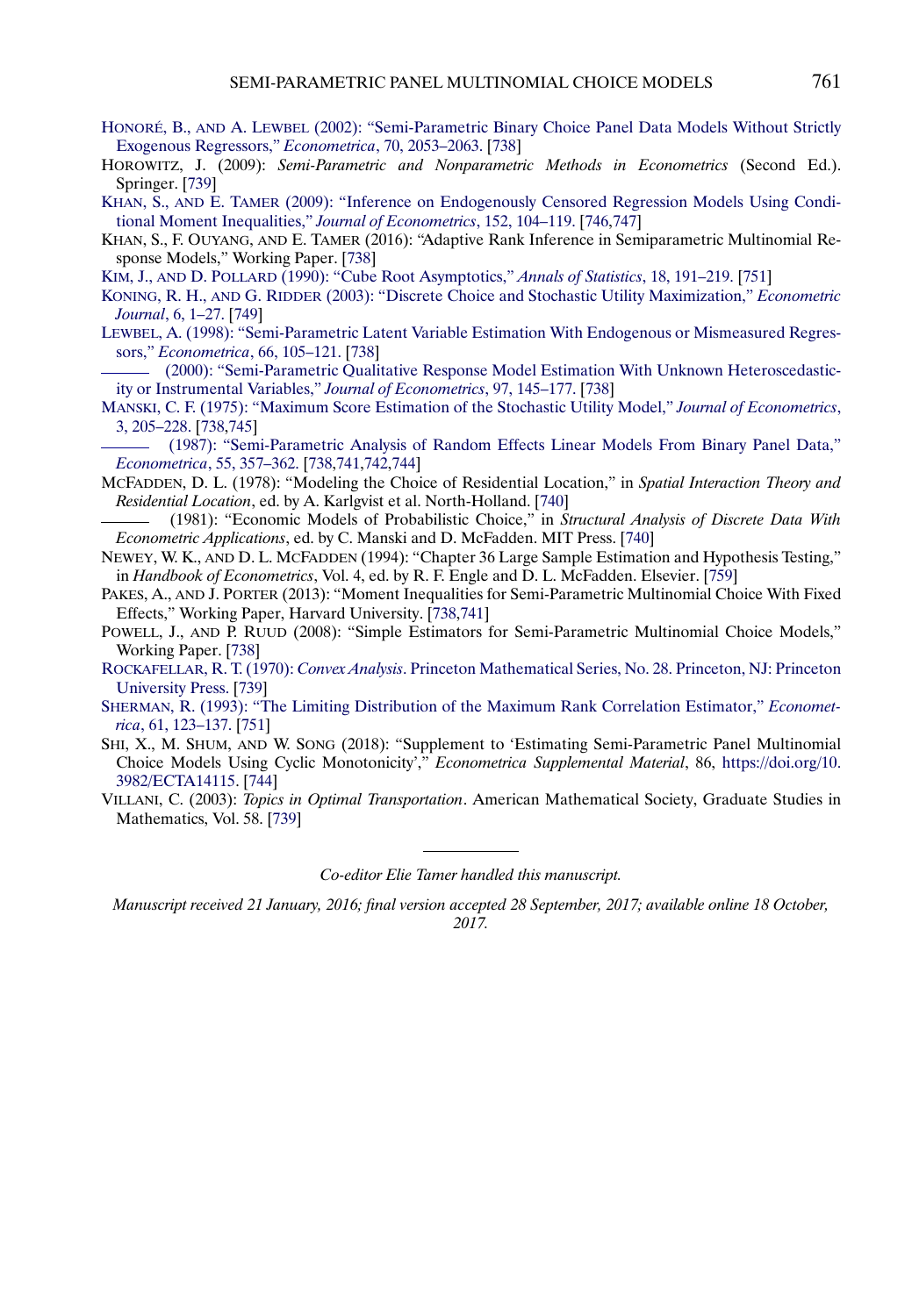HONORÉ, B., AND A. LEWBEL (2002): "Semi-Parametric Binary Choice Panel Data Models Without Strictly Exogenous Regressors," *Econometrica*, 70, 2053–2063. [738]

HOROWITZ, J. (2009): *Semi-Parametric and Nonparametric Methods in Econometrics* (Second Ed.). Springer. [739]

KHAN, S., AND E. TAMER (2009): "Inference on Endogenously Censored Regression Models Using Conditional Moment Inequalities," *Journal of Econometrics*, 152, 104–119. [746,747]

KHAN, S., F. OUYANG, AND E. TAMER (2016): "Adaptive Rank Inference in Semiparametric Multinomial Response Models," Working Paper. [738]

KIM, J., AND D. POLLARD (1990): "Cube Root Asymptotics," *Annals of Statistics*, 18, 191–219. [751]

KONING, R. H., AND G. RIDDER (2003): "Discrete Choice and Stochastic Utility Maximization," *Econometric Journal*, 6, 1–27. [749]

LEWBEL, A. (1998): "Semi-Parametric Latent Variable Estimation With Endogenous or Mismeasured Regressors," *Econometrica*, 66, 105–121. [738]

——— (2000): "Semi-Parametric Qualitative Response Model Estimation With Unknown Heteroscedasticity or Instrumental Variables," *Journal of Econometrics*, 97, 145–177. [738]

MANSKI, C. F. (1975): "Maximum Score Estimation of the Stochastic Utility Model," *Journal of Econometrics*, 3, 205–228. [738,745]

——— (1987): "Semi-Parametric Analysis of Random Effects Linear Models From Binary Panel Data," *Econometrica*, 55, 357–362. [738,741,742,744]

MCFADDEN, D. L. (1978): "Modeling the Choice of Residential Location," in *Spatial Interaction Theory and Residential Location*, ed. by A. Karlgvist et al. North-Holland. [740]

——— (1981): "Economic Models of Probabilistic Choice," in *Structural Analysis of Discrete Data With Econometric Applications*, ed. by C. Manski and D. McFadden. MIT Press. [740]

NEWEY, W. K., AND D. L. MCFADDEN (1994): "Chapter 36 Large Sample Estimation and Hypothesis Testing," in *Handbook of Econometrics*, Vol. 4, ed. by R. F. Engle and D. L. McFadden. Elsevier. [759]

PAKES, A., AND J. PORTER (2013): "Moment Inequalities for Semi-Parametric Multinomial Choice With Fixed Effects," Working Paper, Harvard University. [738,741]

POWELL, J., AND P. RUUD (2008): "Simple Estimators for Semi-Parametric Multinomial Choice Models," Working Paper. [738]

ROCKAFELLAR, R. T. (1970): *Convex Analysis*. Princeton Mathematical Series, No. 28. Princeton, NJ: Princeton University Press. [739]

SHERMAN, R. (1993): "The Limiting Distribution of the Maximum Rank Correlation Estimator," *Econometrica*, 61, 123–137. [751]

SHI, X., M. SHUM, AND W. SONG (2018): "Supplement to 'Estimating Semi-Parametric Panel Multinomial Choice Models Using Cyclic Monotonicity'," *Econometrica Supplemental Material*, 86, https://doi.org/10.3982/ECTA14115. [744]

VILLANI, C. (2003): *Topics in Optimal Transportation*. American Mathematical Society, Graduate Studies in Mathematics, Vol. 58. [739]

---

*Co-editor Elie Tamer handled this manuscript.*

*Manuscript received 21 January, 2016; final version accepted 28 September, 2017; available online 18 October, 2017.*